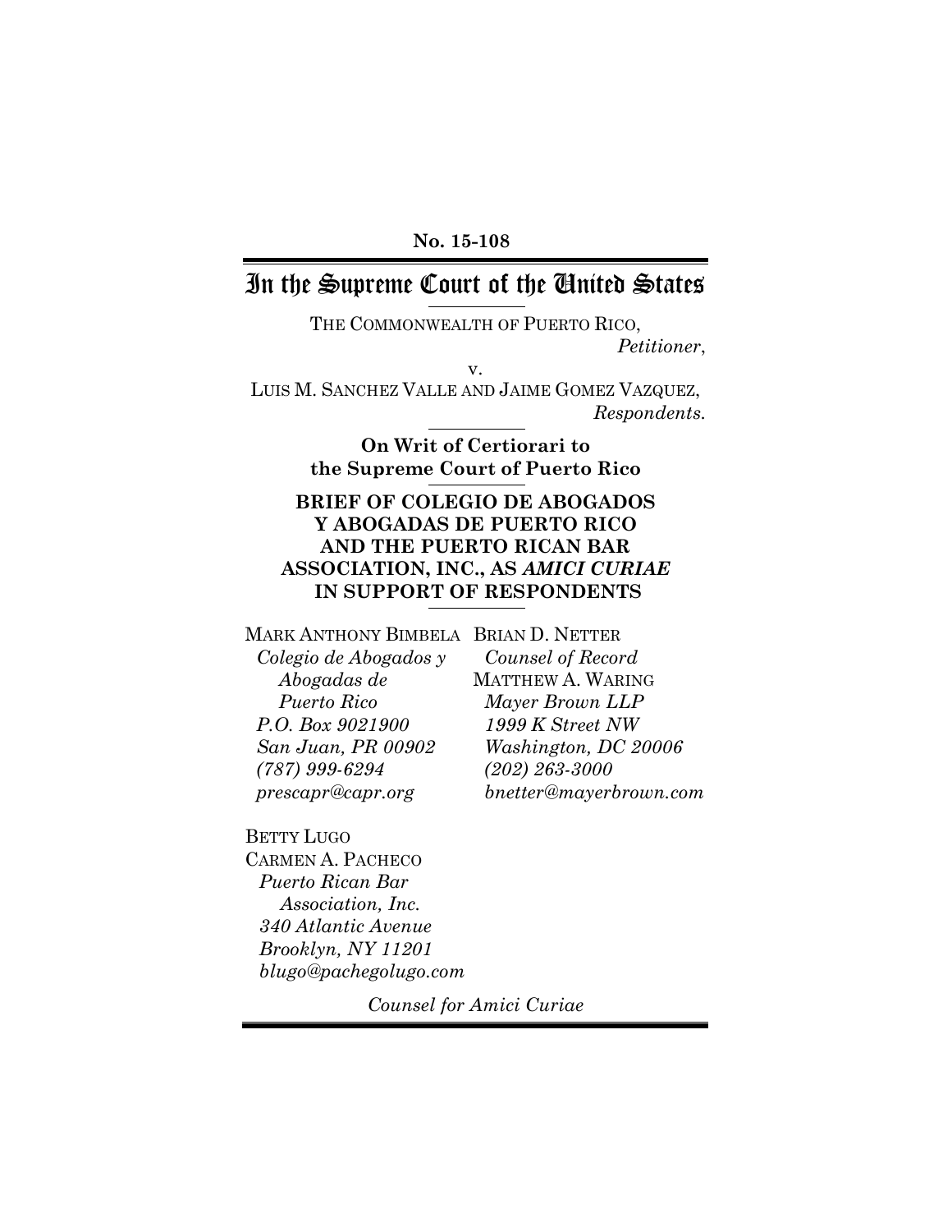No. 15-108

# In the Supreme Court of the United States

THE COMMONWEALTH OF PUERTO RICO,
*Petitioner*,

v.

LUIS M. SANCHEZ VALLE AND JAIME GOMEZ VAZQUEZ,
*Respondents.*

**On Writ of Certiorari to the Supreme Court of Puerto Rico**

## BRIEF OF COLEGIO DE ABOGADOS Y ABOGADAS DE PUERTO RICO AND THE PUERTO RICAN BAR ASSOCIATION, INC., AS *AMICI CURIAE* IN SUPPORT OF RESPONDENTS

MARK ANTHONY BIMBELA
*Colegio de Abogados y Abogadas de Puerto Rico*
*P.O. Box 9021900*
*San Juan, PR 00902*
*(787) 999-6294*
*prescapr@capr.org*

BRIAN D. NETTER
*Counsel of Record*
MATTHEW A. WARING
*Mayer Brown LLP*
*1999 K Street NW*
*Washington, DC 20006*
*(202) 263-3000*
*bnetter@mayerbrown.com*

BETTY LUGO
CARMEN A. PACHECO
*Puerto Rican Bar Association, Inc.*
*340 Atlantic Avenue*
*Brooklyn, NY 11201*
*blugo@pachegolugo.com*

*Counsel for Amici Curiae*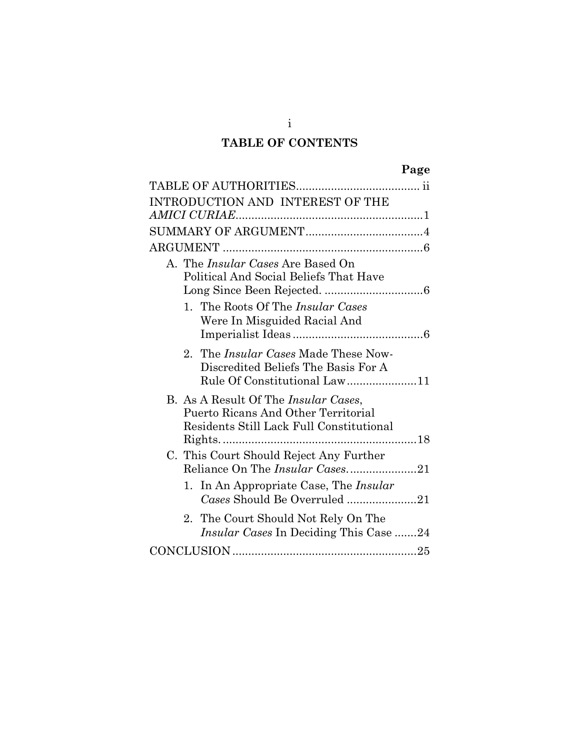# TABLE OF CONTENTS

| | Page |
|---|---|
| TABLE OF AUTHORITIES | ii |
| INTRODUCTION AND INTEREST OF THE *AMICI CURIAE* | 1 |
| SUMMARY OF ARGUMENT | 4 |
| ARGUMENT | 6 |
| A. The *Insular Cases* Are Based On Political And Social Beliefs That Have Long Since Been Rejected. | 6 |
| 1. The Roots Of The *Insular Cases* Were In Misguided Racial And Imperialist Ideas | 6 |
| 2. The *Insular Cases* Made These Now-Discredited Beliefs The Basis For A Rule Of Constitutional Law | 11 |
| B. As A Result Of The *Insular Cases*, Puerto Ricans And Other Territorial Residents Still Lack Full Constitutional Rights. | 18 |
| C. This Court Should Reject Any Further Reliance On The *Insular Cases*. | 21 |
| 1. In An Appropriate Case, The *Insular Cases* Should Be Overruled | 21 |
| 2. The Court Should Not Rely On The *Insular Cases* In Deciding This Case | 24 |
| CONCLUSION | 25 |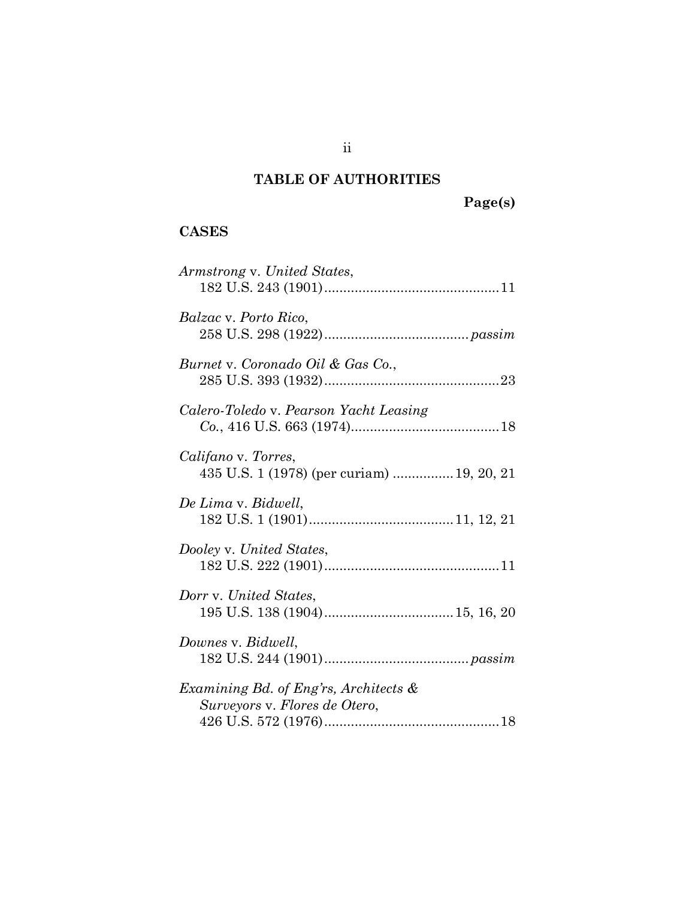## TABLE OF AUTHORITIES

**Page(s)**

### CASES

*Armstrong* v. *United States*,
182 U.S. 243 (1901) .......................................... 11

*Balzac* v. *Porto Rico*,
258 U.S. 298 (1922) .................................... *passim*

*Burnet* v. *Coronado Oil & Gas Co.*,
285 U.S. 393 (1932) .......................................... 23

*Calero-Toledo* v. *Pearson Yacht Leasing Co.*, 416 U.S. 663 (1974) .................................... 18

*Califano* v. *Torres*,
435 U.S. 1 (1978) (per curiam) ................ 19, 20, 21

*De Lima* v. *Bidwell*,
182 U.S. 1 (1901) .................................... 11, 12, 21

*Dooley* v. *United States*,
182 U.S. 222 (1901) .......................................... 11

*Dorr* v. *United States*,
195 U.S. 138 (1904) ................................ 15, 16, 20

*Downes* v. *Bidwell*,
182 U.S. 244 (1901) .................................... *passim*

*Examining Bd. of Eng'rs, Architects & Surveyors* v. *Flores de Otero*,
426 U.S. 572 (1976) .......................................... 18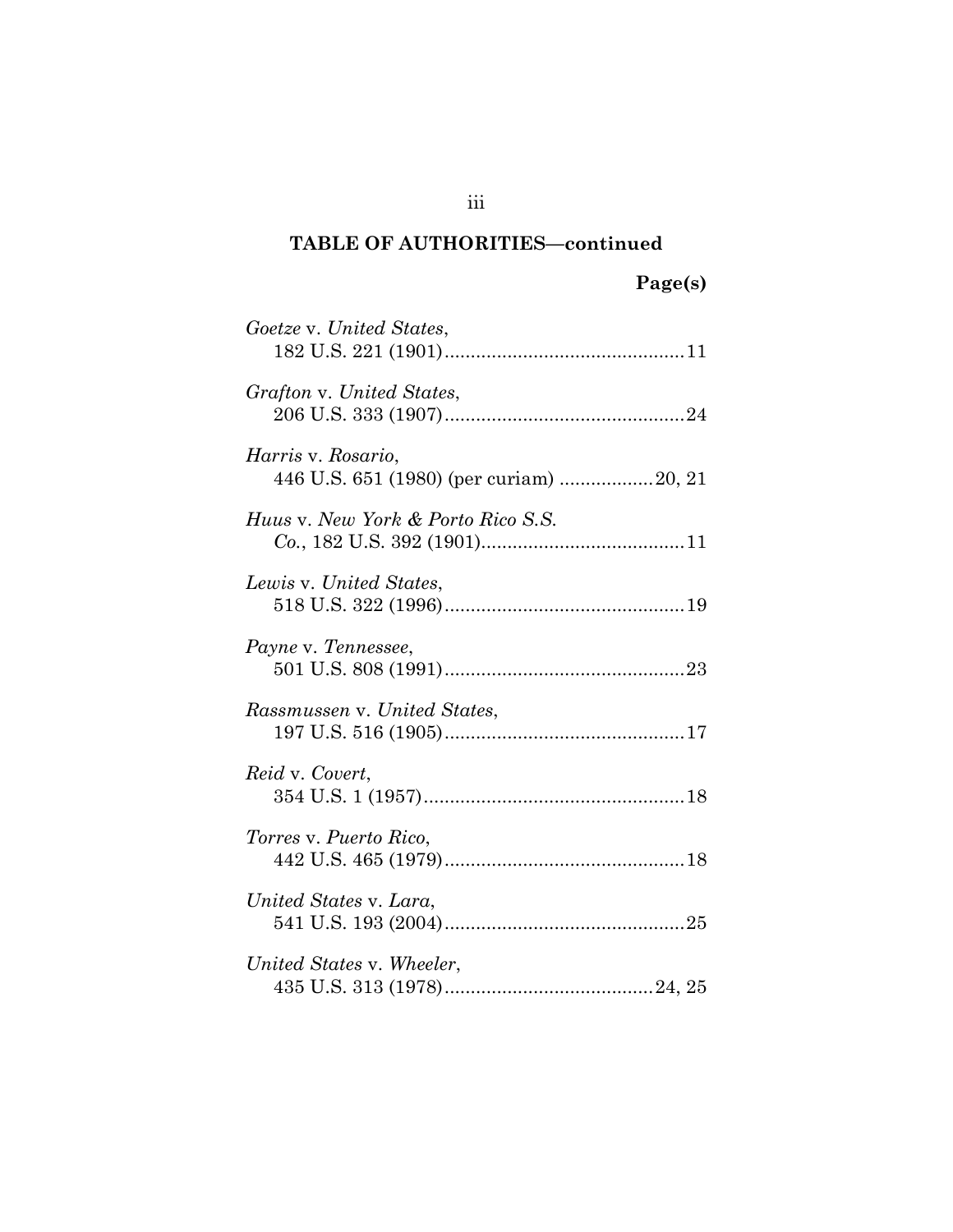## TABLE OF AUTHORITIES—continued

**Page(s)**

*Goetze* v. *United States*,
182 U.S. 221 (1901).............................................11

*Grafton* v. *United States*,
206 U.S. 333 (1907).............................................24

*Harris* v. *Rosario*,
446 U.S. 651 (1980) (per curiam) ..................20, 21

*Huus* v. *New York & Porto Rico S.S.*
*Co.*, 182 U.S. 392 (1901).......................................11

*Lewis* v. *United States*,
518 U.S. 322 (1996).............................................19

*Payne* v. *Tennessee*,
501 U.S. 808 (1991).............................................23

*Rassmussen* v. *United States*,
197 U.S. 516 (1905).............................................17

*Reid* v. *Covert*,
354 U.S. 1 (1957).................................................18

*Torres* v. *Puerto Rico*,
442 U.S. 465 (1979).............................................18

*United States* v. *Lara*,
541 U.S. 193 (2004).............................................25

*United States* v. *Wheeler*,
435 U.S. 313 (1978)........................................24, 25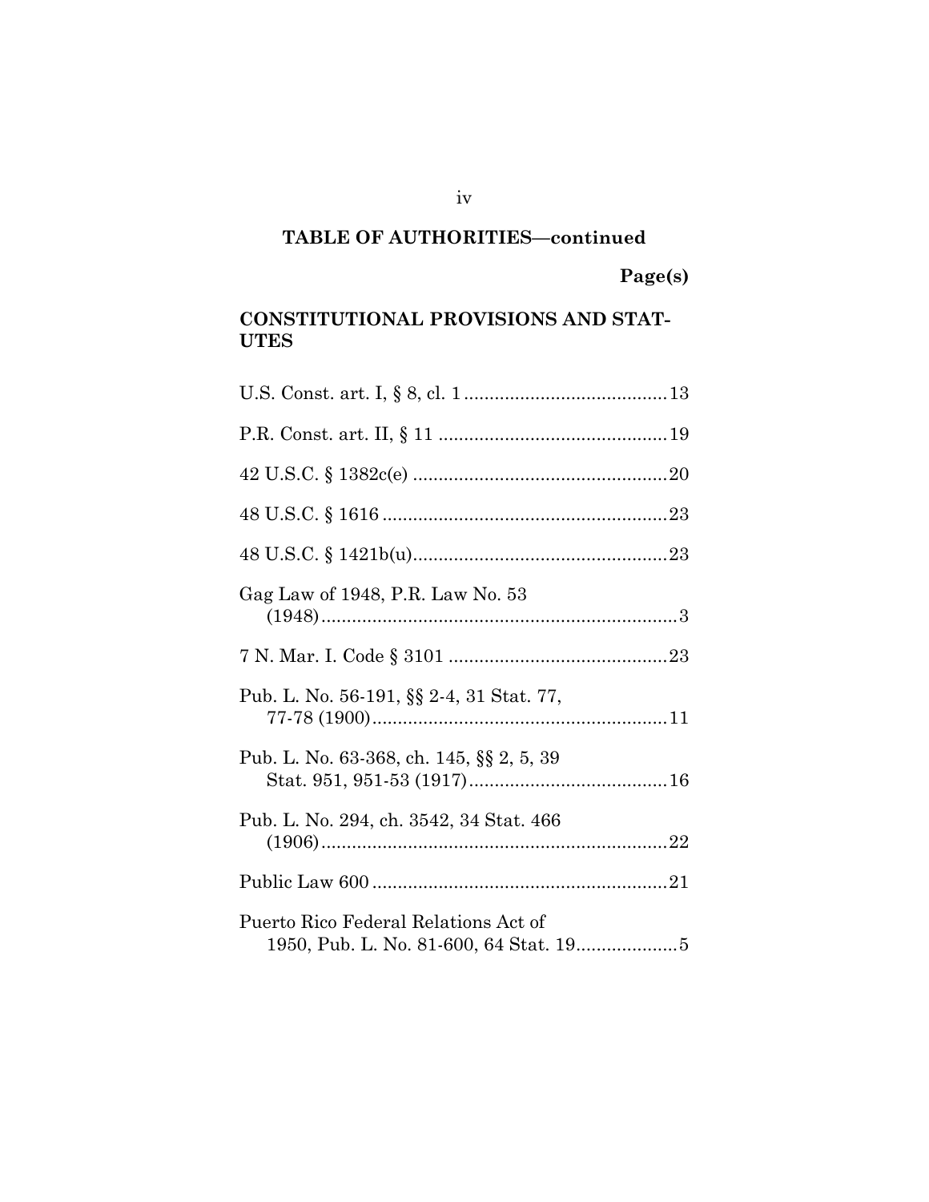## TABLE OF AUTHORITIES—continued

**Page(s)**

### CONSTITUTIONAL PROVISIONS AND STATUTES

U.S. Const. art. I, § 8, cl. 1 ........................................ 13

P.R. Const. art. II, § 11 ............................................. 19

42 U.S.C. § 1382c(e) .................................................. 20

48 U.S.C. § 1616 ........................................................ 23

48 U.S.C. § 1421b(u) .................................................. 23

Gag Law of 1948, P.R. Law No. 53 (1948) ...................................................................... 3

7 N. Mar. I. Code § 3101 ........................................... 23

Pub. L. No. 56-191, §§ 2-4, 31 Stat. 77, 77-78 (1900) .......................................................... 11

Pub. L. No. 63-368, ch. 145, §§ 2, 5, 39 Stat. 951, 951-53 (1917) ....................................... 16

Pub. L. No. 294, ch. 3542, 34 Stat. 466 (1906) .................................................................... 22

Public Law 600 .......................................................... 21

Puerto Rico Federal Relations Act of 1950, Pub. L. No. 81-600, 64 Stat. 19 .................... 5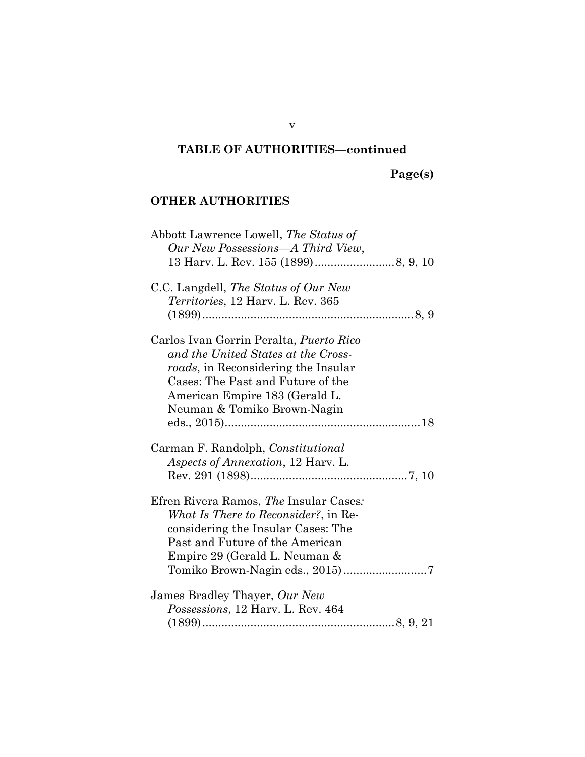## TABLE OF AUTHORITIES—continued

**Page(s)**

### OTHER AUTHORITIES

Abbott Lawrence Lowell, *The Status of Our New Possessions—A Third View*, 13 Harv. L. Rev. 155 (1899) ........................ 8, 9, 10

C.C. Langdell, *The Status of Our New Territories*, 12 Harv. L. Rev. 365 (1899) ................................................................ 8, 9

Carlos Ivan Gorrin Peralta, *Puerto Rico and the United States at the Crossroads*, in Reconsidering the Insular Cases: The Past and Future of the American Empire 183 (Gerald L. Neuman & Tomiko Brown-Nagin eds., 2015) .......................................................... 18

Carman F. Randolph, *Constitutional Aspects of Annexation*, 12 Harv. L. Rev. 291 (1898) ............................................... 7, 10

Efren Rivera Ramos, *The* Insular Cases*: What Is There to Reconsider?*, in Reconsidering the Insular Cases: The Past and Future of the American Empire 29 (Gerald L. Neuman & Tomiko Brown-Nagin eds., 2015) ......................... 7

James Bradley Thayer, *Our New Possessions*, 12 Harv. L. Rev. 464 (1899) .......................................................... 8, 9, 21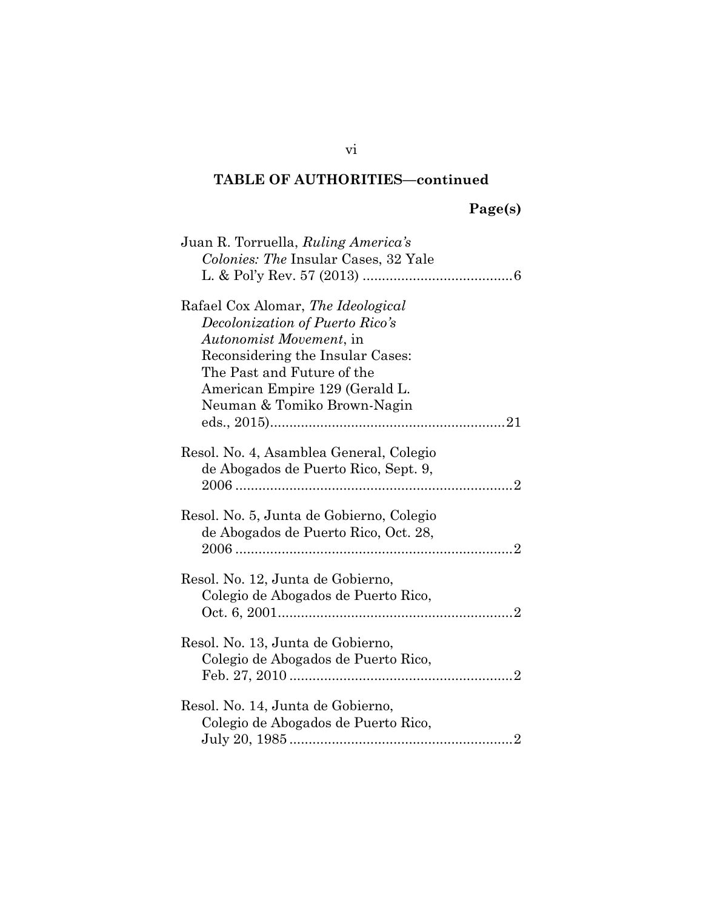**TABLE OF AUTHORITIES—continued**

**Page(s)**

Juan R. Torruella, *Ruling America's Colonies: The* Insular Cases, 32 Yale L. & Pol'y Rev. 57 (2013) .......................................6

Rafael Cox Alomar, *The Ideological Decolonization of Puerto Rico's Autonomist Movement*, in Reconsidering the Insular Cases: The Past and Future of the American Empire 129 (Gerald L. Neuman & Tomiko Brown-Nagin eds., 2015)..............................................................21

Resol. No. 4, Asamblea General, Colegio de Abogados de Puerto Rico, Sept. 9, 2006 .........................................................................2

Resol. No. 5, Junta de Gobierno, Colegio de Abogados de Puerto Rico, Oct. 28, 2006 .........................................................................2

Resol. No. 12, Junta de Gobierno, Colegio de Abogados de Puerto Rico, Oct. 6, 2001..............................................................2

Resol. No. 13, Junta de Gobierno, Colegio de Abogados de Puerto Rico, Feb. 27, 2010 ...........................................................2

Resol. No. 14, Junta de Gobierno, Colegio de Abogados de Puerto Rico, July 20, 1985 ...........................................................2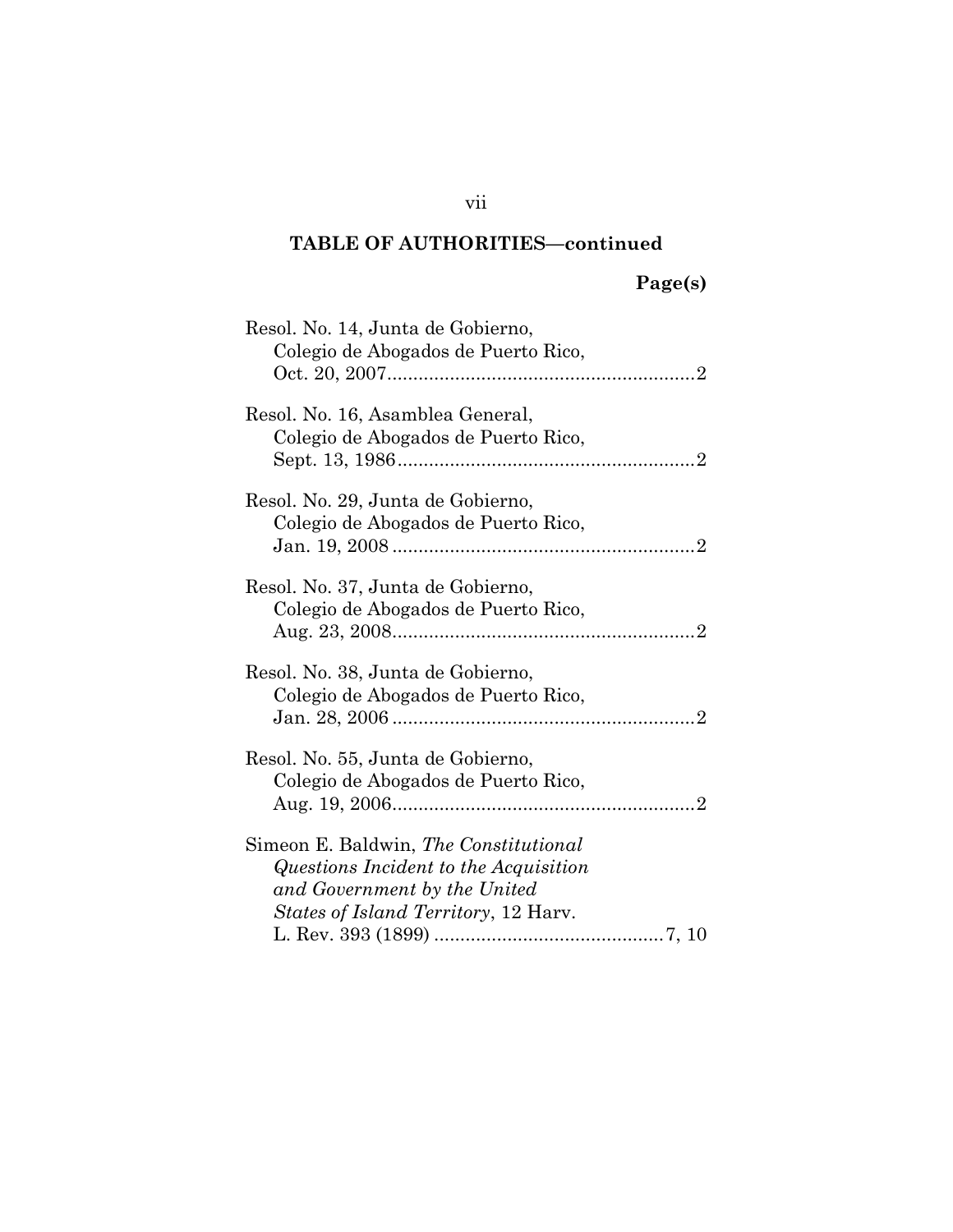**TABLE OF AUTHORITIES—continued**

**Page(s)**

Resol. No. 14, Junta de Gobierno, Colegio de Abogados de Puerto Rico, Oct. 20, 2007 .......... 2

Resol. No. 16, Asamblea General, Colegio de Abogados de Puerto Rico, Sept. 13, 1986 .......... 2

Resol. No. 29, Junta de Gobierno, Colegio de Abogados de Puerto Rico, Jan. 19, 2008 .......... 2

Resol. No. 37, Junta de Gobierno, Colegio de Abogados de Puerto Rico, Aug. 23, 2008 .......... 2

Resol. No. 38, Junta de Gobierno, Colegio de Abogados de Puerto Rico, Jan. 28, 2006 .......... 2

Resol. No. 55, Junta de Gobierno, Colegio de Abogados de Puerto Rico, Aug. 19, 2006 .......... 2

Simeon E. Baldwin, *The Constitutional Questions Incident to the Acquisition and Government by the United States of Island Territory*, 12 Harv. L. Rev. 393 (1899) .......... 7, 10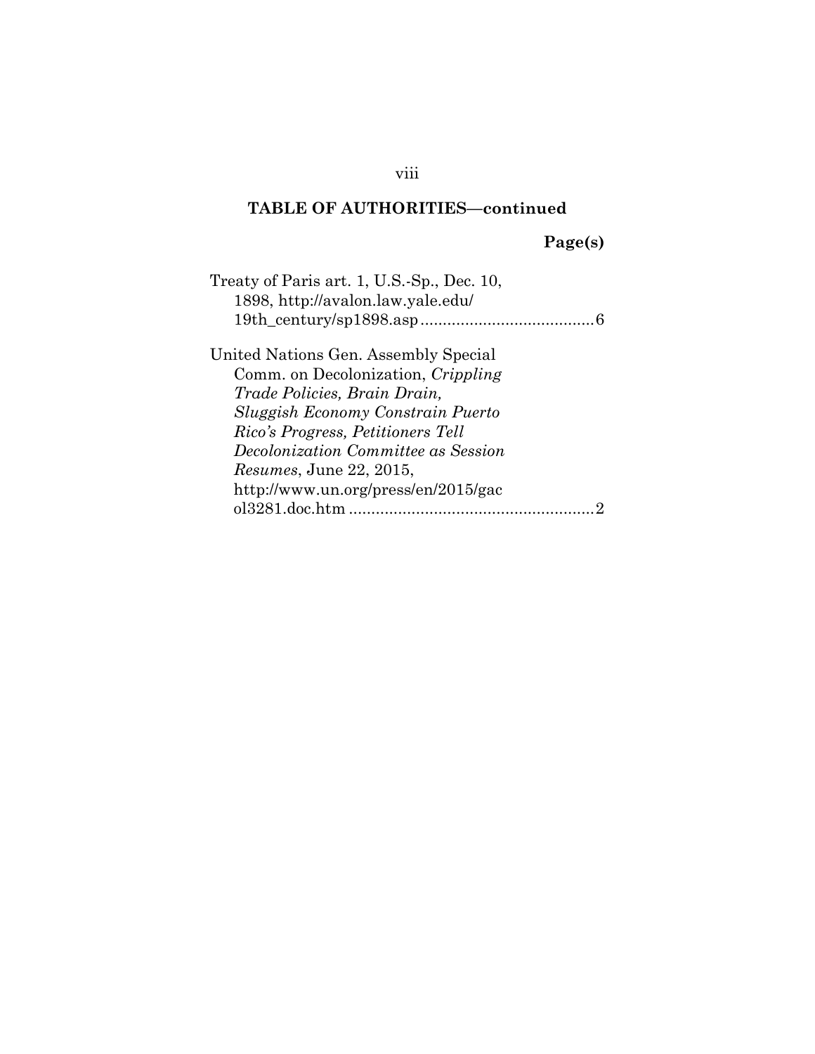**TABLE OF AUTHORITIES—continued**

**Page(s)**

Treaty of Paris art. 1, U.S.-Sp., Dec. 10, 1898, http://avalon.law.yale.edu/19th_century/sp1898.asp ....................................... 6

United Nations Gen. Assembly Special Comm. on Decolonization, *Crippling Trade Policies, Brain Drain, Sluggish Economy Constrain Puerto Rico's Progress, Petitioners Tell Decolonization Committee as Session Resumes*, June 22, 2015, http://www.un.org/press/en/2015/gacol3281.doc.htm ....................................................... 2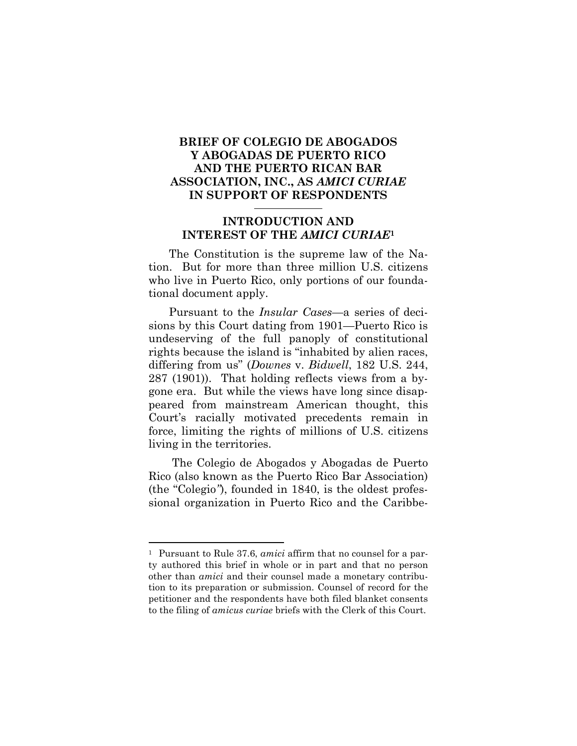# BRIEF OF COLEGIO DE ABOGADOS Y ABOGADAS DE PUERTO RICO AND THE PUERTO RICAN BAR ASSOCIATION, INC., AS *AMICI CURIAE* IN SUPPORT OF RESPONDENTS

## INTRODUCTION AND INTEREST OF THE *AMICI CURIAE*[1]

The Constitution is the supreme law of the Nation. But for more than three million U.S. citizens who live in Puerto Rico, only portions of our foundational document apply.

Pursuant to the *Insular Cases*—a series of decisions by this Court dating from 1901—Puerto Rico is undeserving of the full panoply of constitutional rights because the island is "inhabited by alien races, differing from us" (*Downes* v. *Bidwell*, 182 U.S. 244, 287 (1901)). That holding reflects views from a bygone era. But while the views have long since disappeared from mainstream American thought, this Court's racially motivated precedents remain in force, limiting the rights of millions of U.S. citizens living in the territories.

The Colegio de Abogados y Abogadas de Puerto Rico (also known as the Puerto Rico Bar Association) (the "Colegio"), founded in 1840, is the oldest professional organization in Puerto Rico and the Caribbe-

---

[1] Pursuant to Rule 37.6, *amici* affirm that no counsel for a party authored this brief in whole or in part and that no person other than *amici* and their counsel made a monetary contribution to its preparation or submission. Counsel of record for the petitioner and the respondents have both filed blanket consents to the filing of *amicus curiae* briefs with the Clerk of this Court.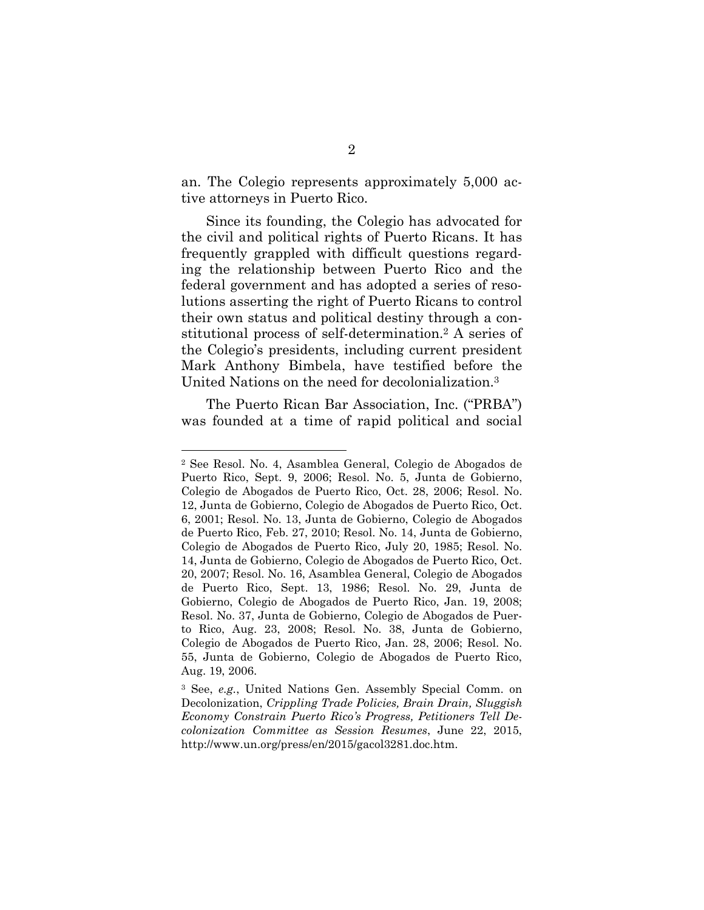an. The Colegio represents approximately 5,000 active attorneys in Puerto Rico.

Since its founding, the Colegio has advocated for the civil and political rights of Puerto Ricans. It has frequently grappled with difficult questions regarding the relationship between Puerto Rico and the federal government and has adopted a series of resolutions asserting the right of Puerto Ricans to control their own status and political destiny through a constitutional process of self-determination.[2] A series of the Colegio's presidents, including current president Mark Anthony Bimbela, have testified before the United Nations on the need for decolonialization.[3]

The Puerto Rican Bar Association, Inc. ("PRBA") was founded at a time of rapid political and social

---

[2] See Resol. No. 4, Asamblea General, Colegio de Abogados de Puerto Rico, Sept. 9, 2006; Resol. No. 5, Junta de Gobierno, Colegio de Abogados de Puerto Rico, Oct. 28, 2006; Resol. No. 12, Junta de Gobierno, Colegio de Abogados de Puerto Rico, Oct. 6, 2001; Resol. No. 13, Junta de Gobierno, Colegio de Abogados de Puerto Rico, Feb. 27, 2010; Resol. No. 14, Junta de Gobierno, Colegio de Abogados de Puerto Rico, July 20, 1985; Resol. No. 14, Junta de Gobierno, Colegio de Abogados de Puerto Rico, Oct. 20, 2007; Resol. No. 16, Asamblea General, Colegio de Abogados de Puerto Rico, Sept. 13, 1986; Resol. No. 29, Junta de Gobierno, Colegio de Abogados de Puerto Rico, Jan. 19, 2008; Resol. No. 37, Junta de Gobierno, Colegio de Abogados de Puerto Rico, Aug. 23, 2008; Resol. No. 38, Junta de Gobierno, Colegio de Abogados de Puerto Rico, Jan. 28, 2006; Resol. No. 55, Junta de Gobierno, Colegio de Abogados de Puerto Rico, Aug. 19, 2006.

[3] See, *e.g.*, United Nations Gen. Assembly Special Comm. on Decolonization, *Crippling Trade Policies, Brain Drain, Sluggish Economy Constrain Puerto Rico's Progress, Petitioners Tell Decolonization Committee as Session Resumes*, June 22, 2015, http://www.un.org/press/en/2015/gacol3281.doc.htm.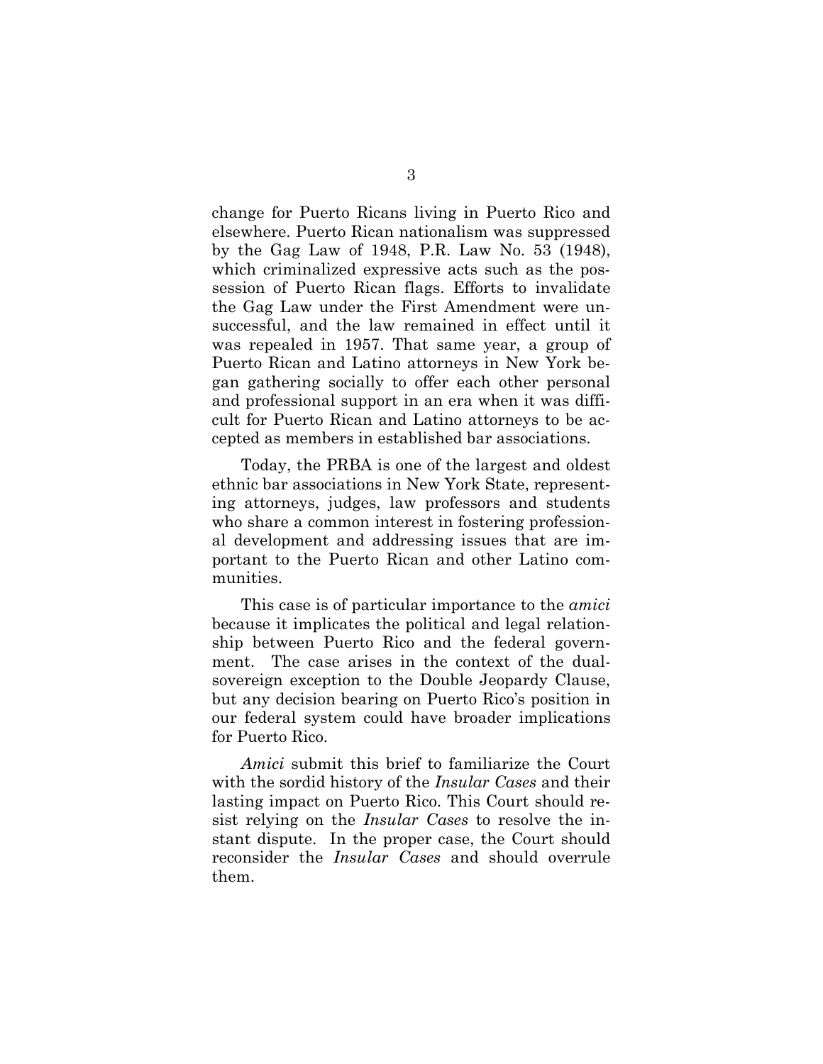change for Puerto Ricans living in Puerto Rico and elsewhere. Puerto Rican nationalism was suppressed by the Gag Law of 1948, P.R. Law No. 53 (1948), which criminalized expressive acts such as the possession of Puerto Rican flags. Efforts to invalidate the Gag Law under the First Amendment were unsuccessful, and the law remained in effect until it was repealed in 1957. That same year, a group of Puerto Rican and Latino attorneys in New York began gathering socially to offer each other personal and professional support in an era when it was difficult for Puerto Rican and Latino attorneys to be accepted as members in established bar associations.

Today, the PRBA is one of the largest and oldest ethnic bar associations in New York State, representing attorneys, judges, law professors and students who share a common interest in fostering professional development and addressing issues that are important to the Puerto Rican and other Latino communities.

This case is of particular importance to the *amici* because it implicates the political and legal relationship between Puerto Rico and the federal government. The case arises in the context of the dual-sovereign exception to the Double Jeopardy Clause, but any decision bearing on Puerto Rico's position in our federal system could have broader implications for Puerto Rico.

*Amici* submit this brief to familiarize the Court with the sordid history of the *Insular Cases* and their lasting impact on Puerto Rico. This Court should resist relying on the *Insular Cases* to resolve the instant dispute. In the proper case, the Court should reconsider the *Insular Cases* and should overrule them.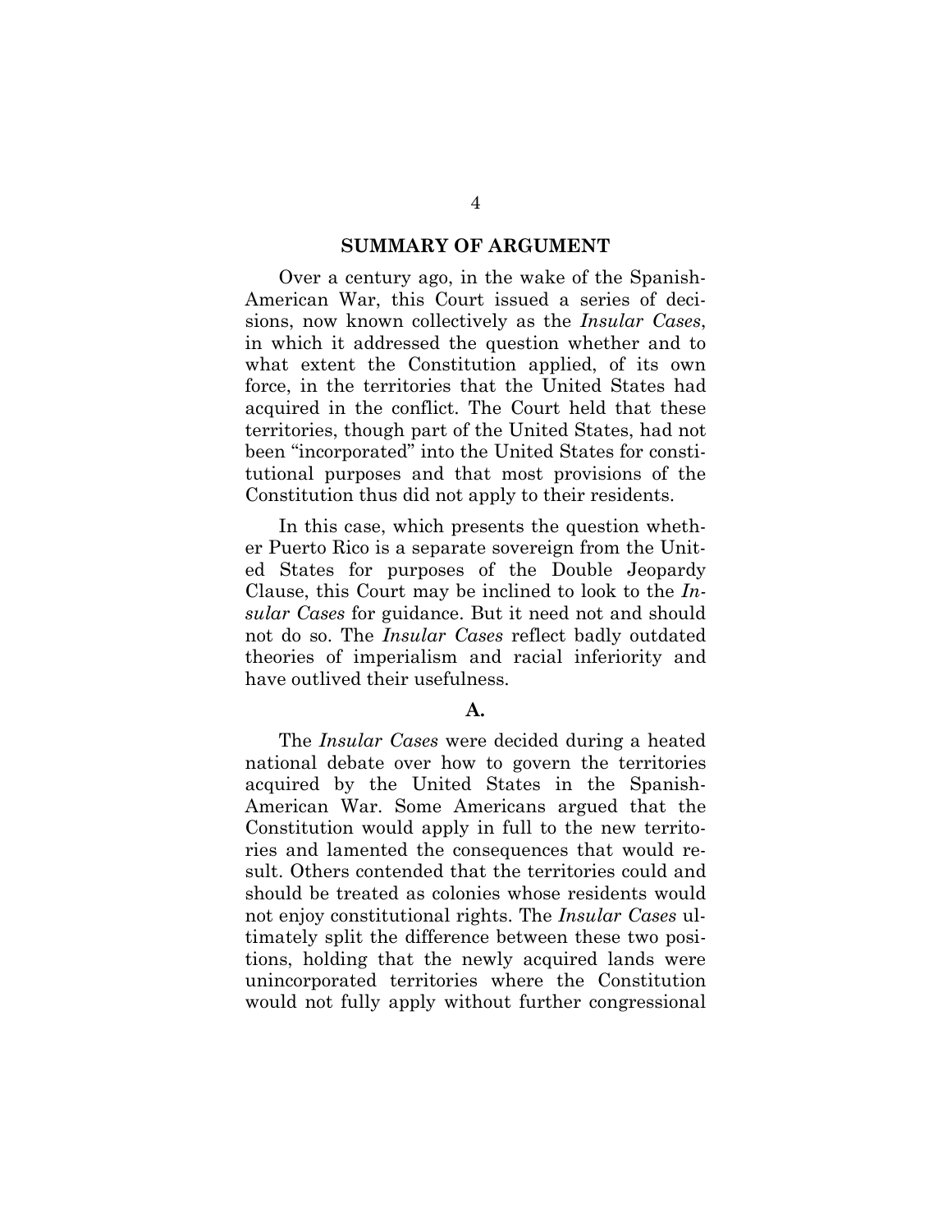## SUMMARY OF ARGUMENT

Over a century ago, in the wake of the Spanish-American War, this Court issued a series of decisions, now known collectively as the *Insular Cases*, in which it addressed the question whether and to what extent the Constitution applied, of its own force, in the territories that the United States had acquired in the conflict. The Court held that these territories, though part of the United States, had not been "incorporated" into the United States for constitutional purposes and that most provisions of the Constitution thus did not apply to their residents.

In this case, which presents the question whether Puerto Rico is a separate sovereign from the United States for purposes of the Double Jeopardy Clause, this Court may be inclined to look to the *Insular Cases* for guidance. But it need not and should not do so. The *Insular Cases* reflect badly outdated theories of imperialism and racial inferiority and have outlived their usefulness.

### A.

The *Insular Cases* were decided during a heated national debate over how to govern the territories acquired by the United States in the Spanish-American War. Some Americans argued that the Constitution would apply in full to the new territories and lamented the consequences that would result. Others contended that the territories could and should be treated as colonies whose residents would not enjoy constitutional rights. The *Insular Cases* ultimately split the difference between these two positions, holding that the newly acquired lands were unincorporated territories where the Constitution would not fully apply without further congressional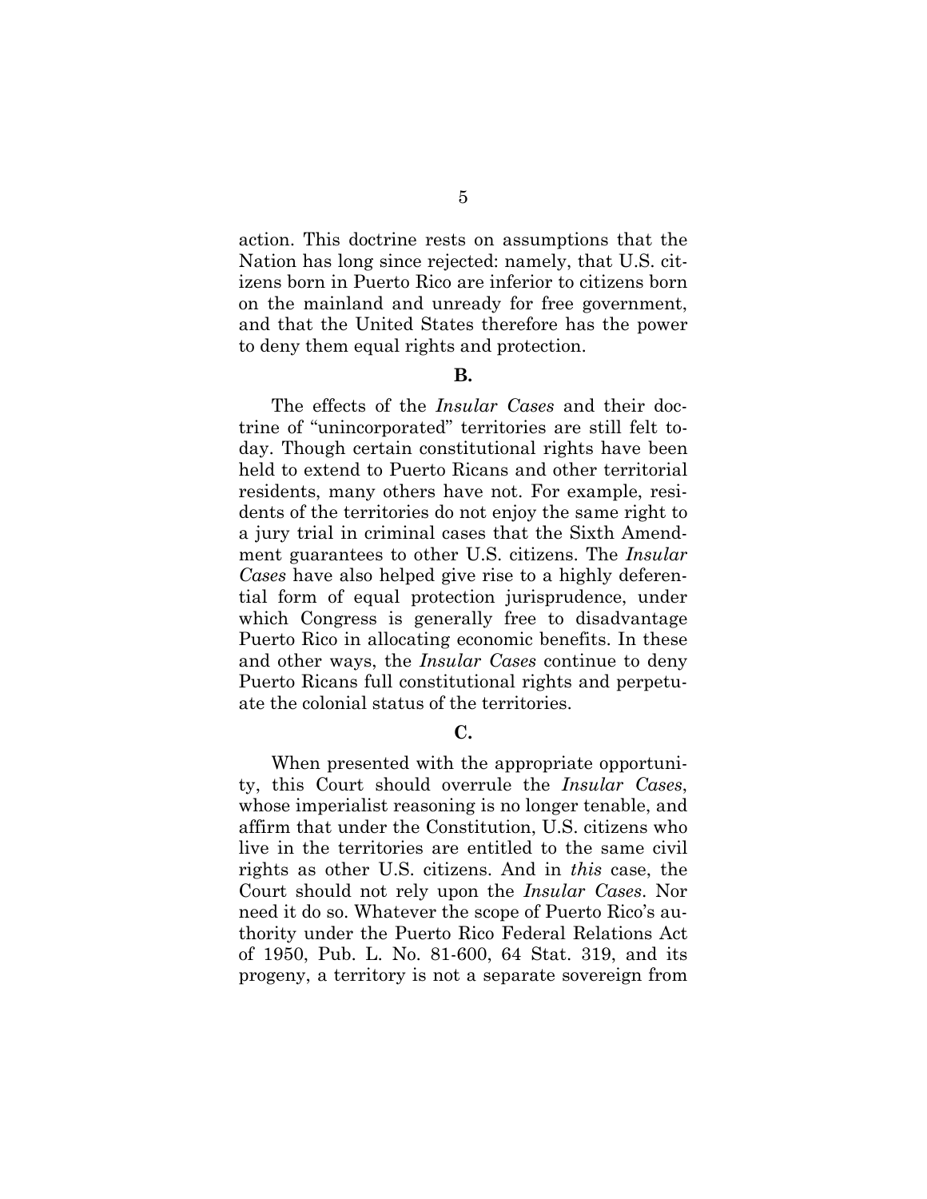action. This doctrine rests on assumptions that the Nation has long since rejected: namely, that U.S. citizens born in Puerto Rico are inferior to citizens born on the mainland and unready for free government, and that the United States therefore has the power to deny them equal rights and protection.

**B.**

The effects of the *Insular Cases* and their doctrine of "unincorporated" territories are still felt today. Though certain constitutional rights have been held to extend to Puerto Ricans and other territorial residents, many others have not. For example, residents of the territories do not enjoy the same right to a jury trial in criminal cases that the Sixth Amendment guarantees to other U.S. citizens. The *Insular Cases* have also helped give rise to a highly deferential form of equal protection jurisprudence, under which Congress is generally free to disadvantage Puerto Rico in allocating economic benefits. In these and other ways, the *Insular Cases* continue to deny Puerto Ricans full constitutional rights and perpetuate the colonial status of the territories.

**C.**

When presented with the appropriate opportunity, this Court should overrule the *Insular Cases*, whose imperialist reasoning is no longer tenable, and affirm that under the Constitution, U.S. citizens who live in the territories are entitled to the same civil rights as other U.S. citizens. And in *this* case, the Court should not rely upon the *Insular Cases*. Nor need it do so. Whatever the scope of Puerto Rico's authority under the Puerto Rico Federal Relations Act of 1950, Pub. L. No. 81-600, 64 Stat. 319, and its progeny, a territory is not a separate sovereign from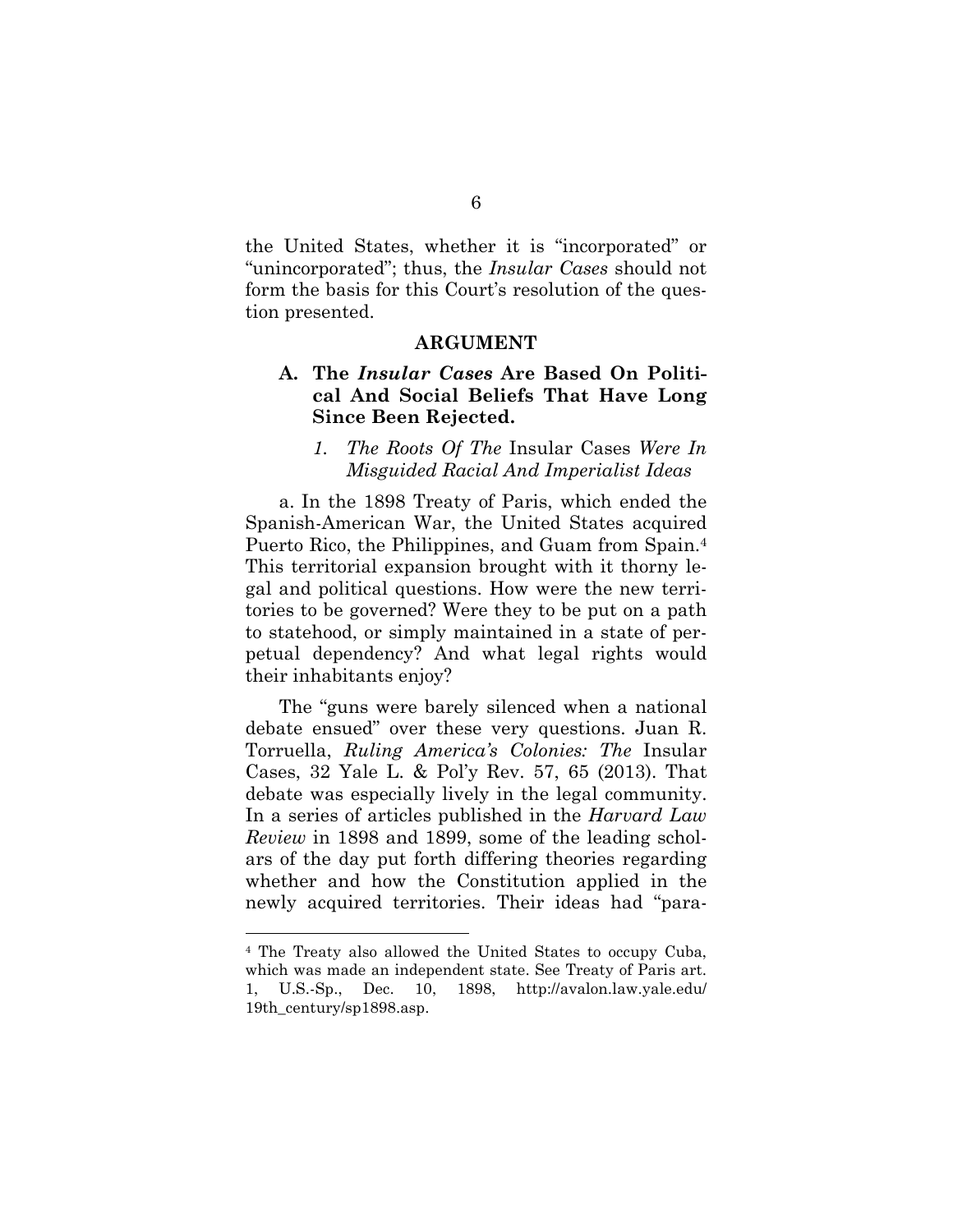the United States, whether it is "incorporated" or "unincorporated"; thus, the *Insular Cases* should not form the basis for this Court's resolution of the question presented.

## ARGUMENT

### A. The *Insular Cases* Are Based On Political And Social Beliefs That Have Long Since Been Rejected.

#### *1. The Roots Of The* Insular Cases *Were In Misguided Racial And Imperialist Ideas*

a. In the 1898 Treaty of Paris, which ended the Spanish-American War, the United States acquired Puerto Rico, the Philippines, and Guam from Spain.[4] This territorial expansion brought with it thorny legal and political questions. How were the new territories to be governed? Were they to be put on a path to statehood, or simply maintained in a state of perpetual dependency? And what legal rights would their inhabitants enjoy?

The "guns were barely silenced when a national debate ensued" over these very questions. Juan R. Torruella, *Ruling America's Colonies: The* Insular Cases, 32 Yale L. & Pol'y Rev. 57, 65 (2013). That debate was especially lively in the legal community. In a series of articles published in the *Harvard Law Review* in 1898 and 1899, some of the leading scholars of the day put forth differing theories regarding whether and how the Constitution applied in the newly acquired territories. Their ideas had "para-

---

[4] The Treaty also allowed the United States to occupy Cuba, which was made an independent state. See Treaty of Paris art. 1, U.S.-Sp., Dec. 10, 1898, http://avalon.law.yale.edu/19th_century/sp1898.asp.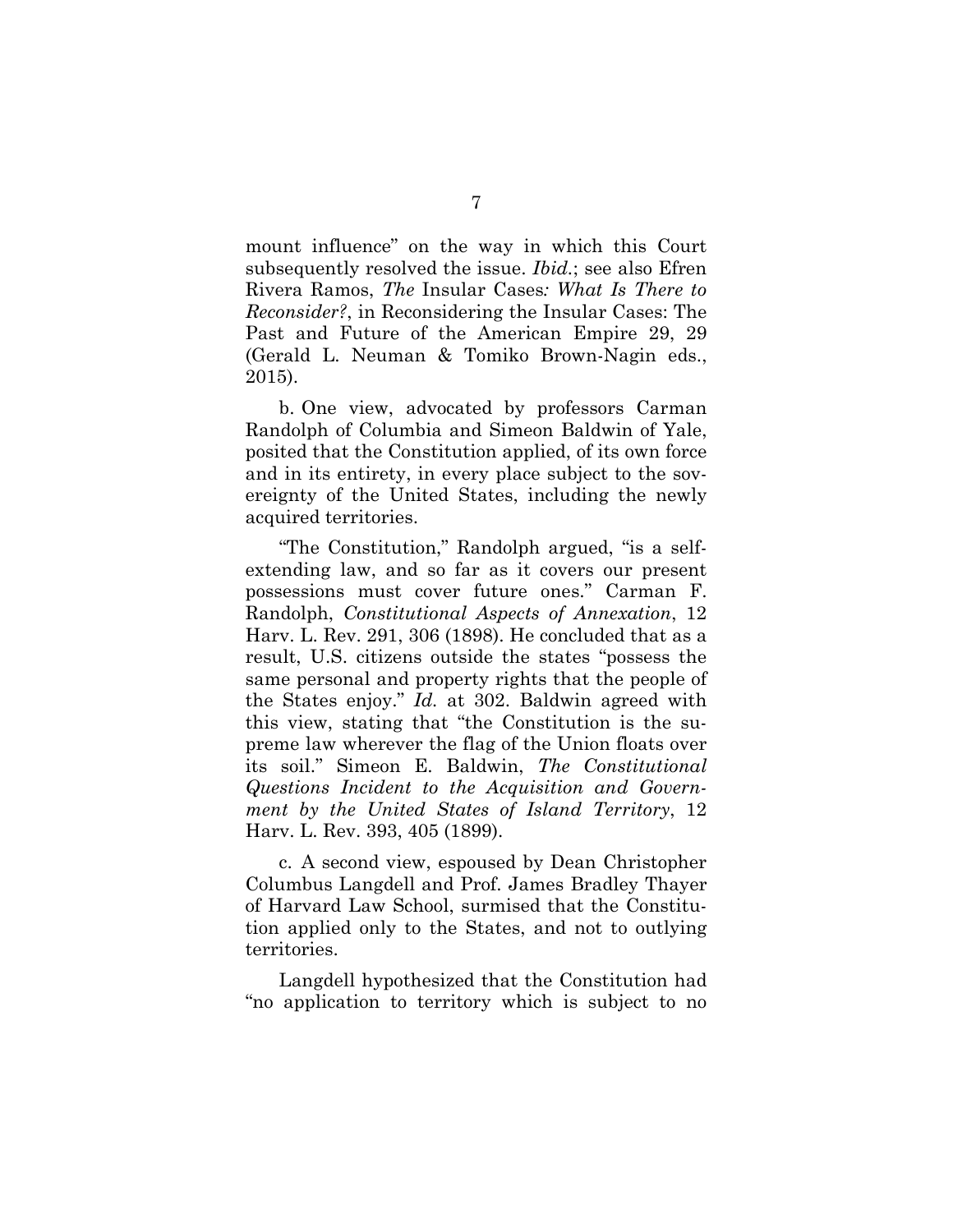mount influence" on the way in which this Court subsequently resolved the issue. *Ibid.*; see also Efren Rivera Ramos, *The* Insular Cases*: What Is There to Reconsider?*, in Reconsidering the Insular Cases: The Past and Future of the American Empire 29, 29 (Gerald L. Neuman & Tomiko Brown-Nagin eds., 2015).

b. One view, advocated by professors Carman Randolph of Columbia and Simeon Baldwin of Yale, posited that the Constitution applied, of its own force and in its entirety, in every place subject to the sovereignty of the United States, including the newly acquired territories.

"The Constitution," Randolph argued, "is a self-extending law, and so far as it covers our present possessions must cover future ones." Carman F. Randolph, *Constitutional Aspects of Annexation*, 12 Harv. L. Rev. 291, 306 (1898). He concluded that as a result, U.S. citizens outside the states "possess the same personal and property rights that the people of the States enjoy." *Id.* at 302. Baldwin agreed with this view, stating that "the Constitution is the supreme law wherever the flag of the Union floats over its soil." Simeon E. Baldwin, *The Constitutional Questions Incident to the Acquisition and Government by the United States of Island Territory*, 12 Harv. L. Rev. 393, 405 (1899).

c. A second view, espoused by Dean Christopher Columbus Langdell and Prof. James Bradley Thayer of Harvard Law School, surmised that the Constitution applied only to the States, and not to outlying territories.

Langdell hypothesized that the Constitution had "no application to territory which is subject to no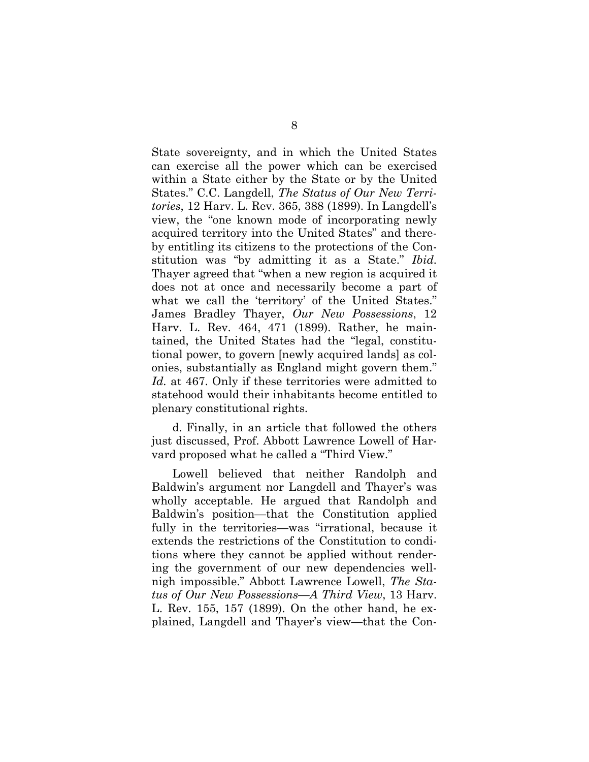State sovereignty, and in which the United States can exercise all the power which can be exercised within a State either by the State or by the United States." C.C. Langdell, *The Status of Our New Territories*, 12 Harv. L. Rev. 365, 388 (1899). In Langdell's view, the "one known mode of incorporating newly acquired territory into the United States" and thereby entitling its citizens to the protections of the Constitution was "by admitting it as a State." *Ibid.* Thayer agreed that "when a new region is acquired it does not at once and necessarily become a part of what we call the 'territory' of the United States." James Bradley Thayer, *Our New Possessions*, 12 Harv. L. Rev. 464, 471 (1899). Rather, he maintained, the United States had the "legal, constitutional power, to govern [newly acquired lands] as colonies, substantially as England might govern them." *Id.* at 467. Only if these territories were admitted to statehood would their inhabitants become entitled to plenary constitutional rights.

d. Finally, in an article that followed the others just discussed, Prof. Abbott Lawrence Lowell of Harvard proposed what he called a "Third View."

Lowell believed that neither Randolph and Baldwin's argument nor Langdell and Thayer's was wholly acceptable. He argued that Randolph and Baldwin's position—that the Constitution applied fully in the territories—was "irrational, because it extends the restrictions of the Constitution to conditions where they cannot be applied without rendering the government of our new dependencies well-nigh impossible." Abbott Lawrence Lowell, *The Status of Our New Possessions—A Third View*, 13 Harv. L. Rev. 155, 157 (1899). On the other hand, he explained, Langdell and Thayer's view—that the Con-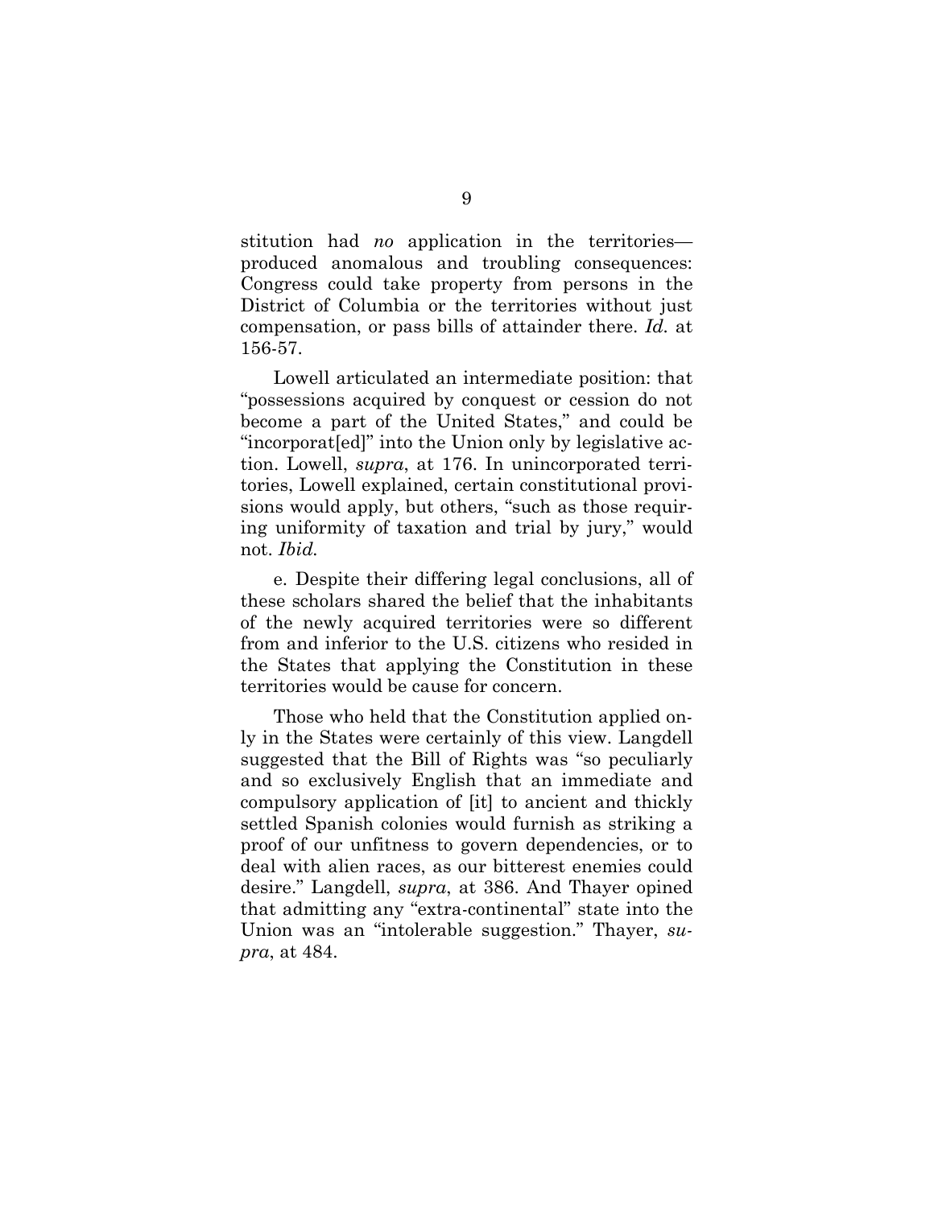stitution had *no* application in the territories—produced anomalous and troubling consequences: Congress could take property from persons in the District of Columbia or the territories without just compensation, or pass bills of attainder there. *Id.* at 156-57.

Lowell articulated an intermediate position: that "possessions acquired by conquest or cession do not become a part of the United States," and could be "incorporat[ed]" into the Union only by legislative action. Lowell, *supra*, at 176. In unincorporated territories, Lowell explained, certain constitutional provisions would apply, but others, "such as those requiring uniformity of taxation and trial by jury," would not. *Ibid.*

e. Despite their differing legal conclusions, all of these scholars shared the belief that the inhabitants of the newly acquired territories were so different from and inferior to the U.S. citizens who resided in the States that applying the Constitution in these territories would be cause for concern.

Those who held that the Constitution applied only in the States were certainly of this view. Langdell suggested that the Bill of Rights was "so peculiarly and so exclusively English that an immediate and compulsory application of [it] to ancient and thickly settled Spanish colonies would furnish as striking a proof of our unfitness to govern dependencies, or to deal with alien races, as our bitterest enemies could desire." Langdell, *supra*, at 386. And Thayer opined that admitting any "extra-continental" state into the Union was an "intolerable suggestion." Thayer, *supra*, at 484.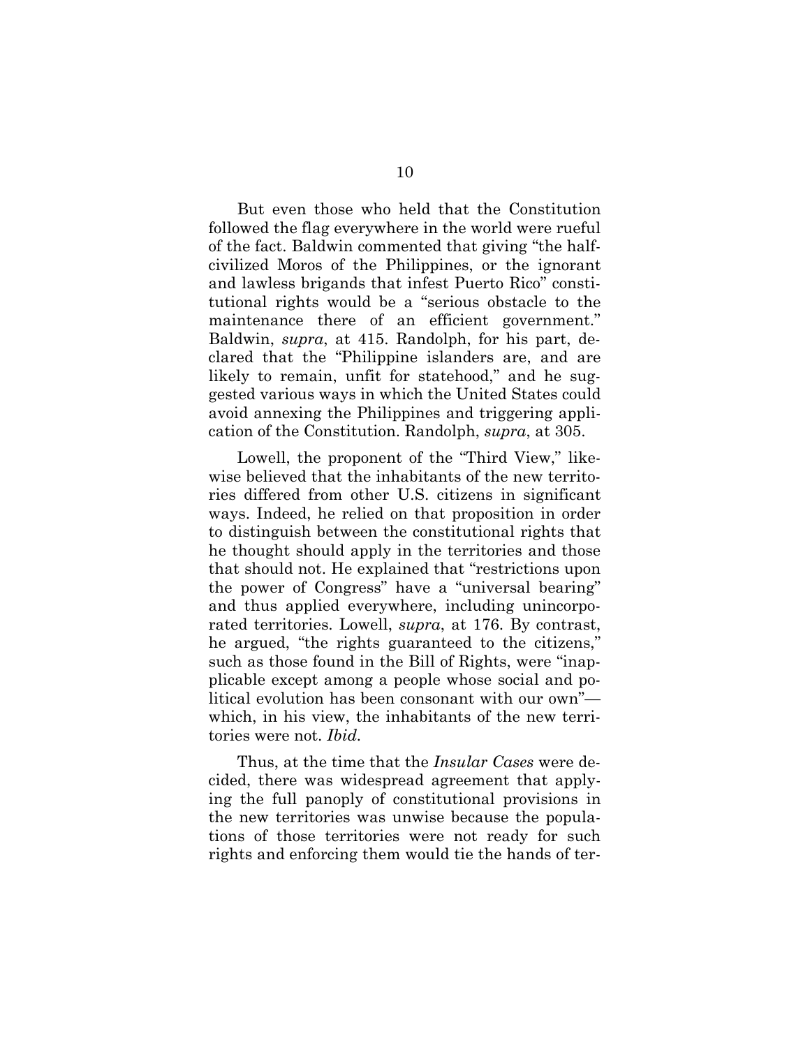But even those who held that the Constitution followed the flag everywhere in the world were rueful of the fact. Baldwin commented that giving "the half-civilized Moros of the Philippines, or the ignorant and lawless brigands that infest Puerto Rico" constitutional rights would be a "serious obstacle to the maintenance there of an efficient government." Baldwin, *supra*, at 415. Randolph, for his part, declared that the "Philippine islanders are, and are likely to remain, unfit for statehood," and he suggested various ways in which the United States could avoid annexing the Philippines and triggering application of the Constitution. Randolph, *supra*, at 305.

Lowell, the proponent of the "Third View," likewise believed that the inhabitants of the new territories differed from other U.S. citizens in significant ways. Indeed, he relied on that proposition in order to distinguish between the constitutional rights that he thought should apply in the territories and those that should not. He explained that "restrictions upon the power of Congress" have a "universal bearing" and thus applied everywhere, including unincorporated territories. Lowell, *supra*, at 176. By contrast, he argued, "the rights guaranteed to the citizens," such as those found in the Bill of Rights, were "inapplicable except among a people whose social and political evolution has been consonant with our own"—which, in his view, the inhabitants of the new territories were not. *Ibid.*

Thus, at the time that the *Insular Cases* were decided, there was widespread agreement that applying the full panoply of constitutional provisions in the new territories was unwise because the populations of those territories were not ready for such rights and enforcing them would tie the hands of ter-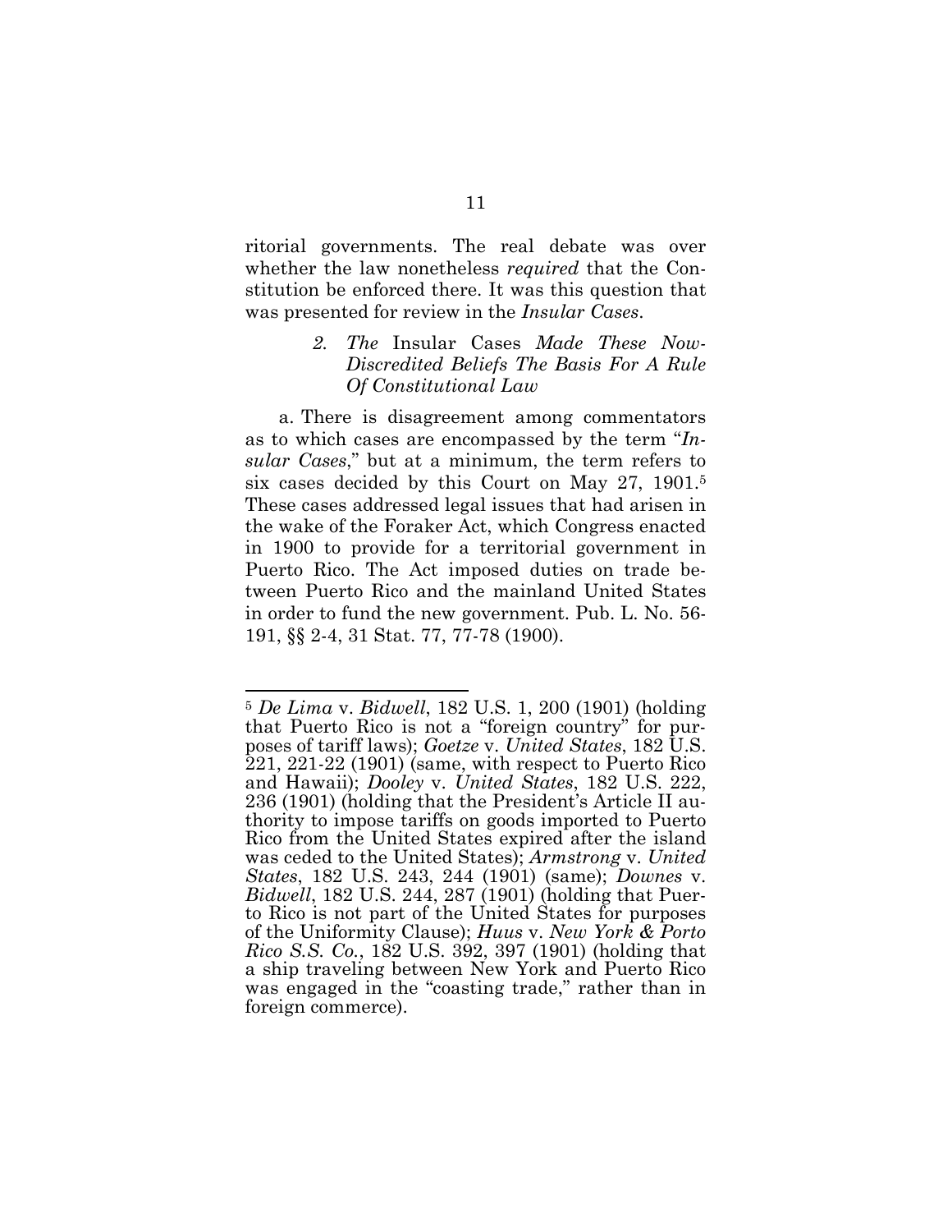ritorial governments. The real debate was over whether the law nonetheless *required* that the Constitution be enforced there. It was this question that was presented for review in the *Insular Cases*.

### 2. *The* Insular Cases *Made These Now-Discredited Beliefs The Basis For A Rule Of Constitutional Law*

a. There is disagreement among commentators as to which cases are encompassed by the term "*Insular Cases*," but at a minimum, the term refers to six cases decided by this Court on May 27, 1901.[5] These cases addressed legal issues that had arisen in the wake of the Foraker Act, which Congress enacted in 1900 to provide for a territorial government in Puerto Rico. The Act imposed duties on trade between Puerto Rico and the mainland United States in order to fund the new government. Pub. L. No. 56-191, §§ 2-4, 31 Stat. 77, 77-78 (1900).

---

[5] *De Lima* v. *Bidwell*, 182 U.S. 1, 200 (1901) (holding that Puerto Rico is not a "foreign country" for purposes of tariff laws); *Goetze* v. *United States*, 182 U.S. 221, 221-22 (1901) (same, with respect to Puerto Rico and Hawaii); *Dooley* v. *United States*, 182 U.S. 222, 236 (1901) (holding that the President's Article II authority to impose tariffs on goods imported to Puerto Rico from the United States expired after the island was ceded to the United States); *Armstrong* v. *United States*, 182 U.S. 243, 244 (1901) (same); *Downes* v. *Bidwell*, 182 U.S. 244, 287 (1901) (holding that Puerto Rico is not part of the United States for purposes of the Uniformity Clause); *Huus* v. *New York & Porto Rico S.S. Co.*, 182 U.S. 392, 397 (1901) (holding that a ship traveling between New York and Puerto Rico was engaged in the "coasting trade," rather than in foreign commerce).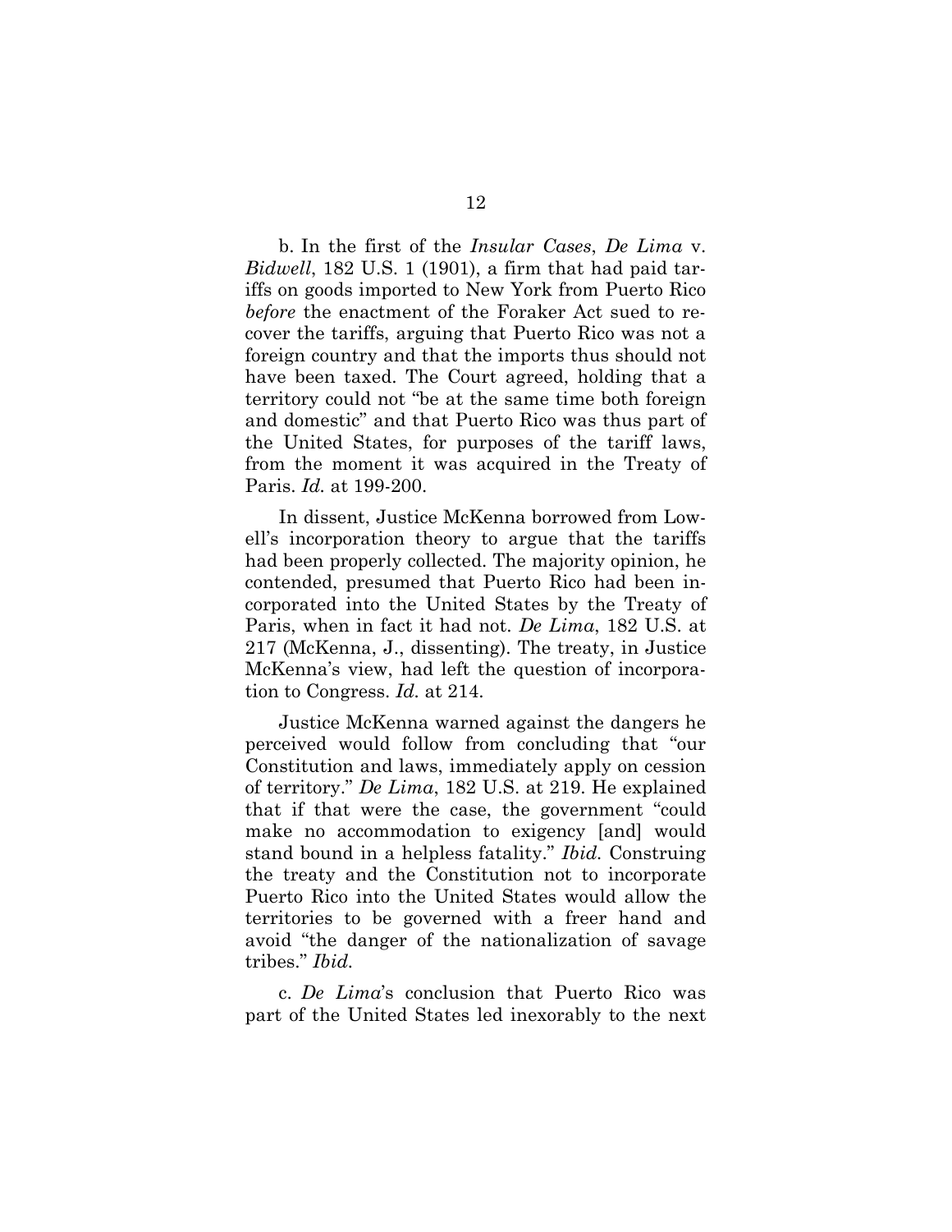b. In the first of the *Insular Cases*, *De Lima* v. *Bidwell*, 182 U.S. 1 (1901), a firm that had paid tariffs on goods imported to New York from Puerto Rico *before* the enactment of the Foraker Act sued to recover the tariffs, arguing that Puerto Rico was not a foreign country and that the imports thus should not have been taxed. The Court agreed, holding that a territory could not "be at the same time both foreign and domestic" and that Puerto Rico was thus part of the United States, for purposes of the tariff laws, from the moment it was acquired in the Treaty of Paris. *Id.* at 199-200.

In dissent, Justice McKenna borrowed from Lowell's incorporation theory to argue that the tariffs had been properly collected. The majority opinion, he contended, presumed that Puerto Rico had been incorporated into the United States by the Treaty of Paris, when in fact it had not. *De Lima*, 182 U.S. at 217 (McKenna, J., dissenting). The treaty, in Justice McKenna's view, had left the question of incorporation to Congress. *Id.* at 214.

Justice McKenna warned against the dangers he perceived would follow from concluding that "our Constitution and laws, immediately apply on cession of territory." *De Lima*, 182 U.S. at 219. He explained that if that were the case, the government "could make no accommodation to exigency [and] would stand bound in a helpless fatality." *Ibid.* Construing the treaty and the Constitution not to incorporate Puerto Rico into the United States would allow the territories to be governed with a freer hand and avoid "the danger of the nationalization of savage tribes." *Ibid.*

c. *De Lima*'s conclusion that Puerto Rico was part of the United States led inexorably to the next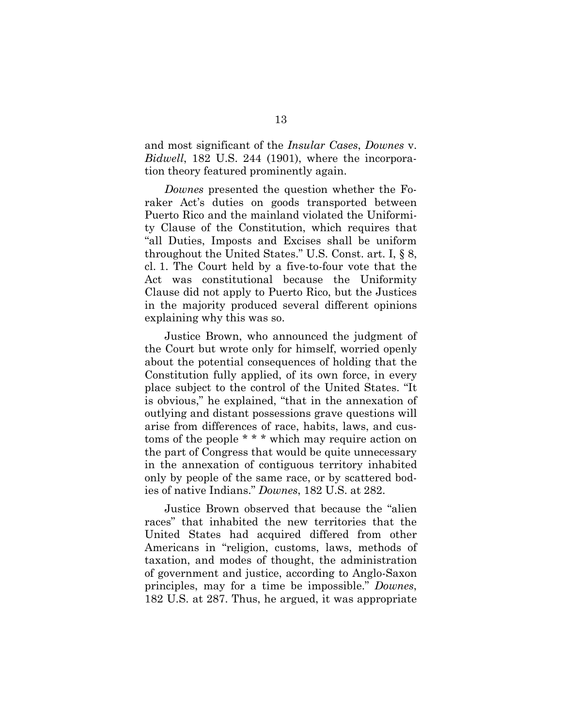and most significant of the *Insular Cases*, *Downes* v. *Bidwell*, 182 U.S. 244 (1901), where the incorporation theory featured prominently again.

*Downes* presented the question whether the Foraker Act's duties on goods transported between Puerto Rico and the mainland violated the Uniformity Clause of the Constitution, which requires that "all Duties, Imposts and Excises shall be uniform throughout the United States." U.S. Const. art. I, § 8, cl. 1. The Court held by a five-to-four vote that the Act was constitutional because the Uniformity Clause did not apply to Puerto Rico, but the Justices in the majority produced several different opinions explaining why this was so.

Justice Brown, who announced the judgment of the Court but wrote only for himself, worried openly about the potential consequences of holding that the Constitution fully applied, of its own force, in every place subject to the control of the United States. "It is obvious," he explained, "that in the annexation of outlying and distant possessions grave questions will arise from differences of race, habits, laws, and customs of the people * * * which may require action on the part of Congress that would be quite unnecessary in the annexation of contiguous territory inhabited only by people of the same race, or by scattered bodies of native Indians." *Downes*, 182 U.S. at 282.

Justice Brown observed that because the "alien races" that inhabited the new territories that the United States had acquired differed from other Americans in "religion, customs, laws, methods of taxation, and modes of thought, the administration of government and justice, according to Anglo-Saxon principles, may for a time be impossible." *Downes*, 182 U.S. at 287. Thus, he argued, it was appropriate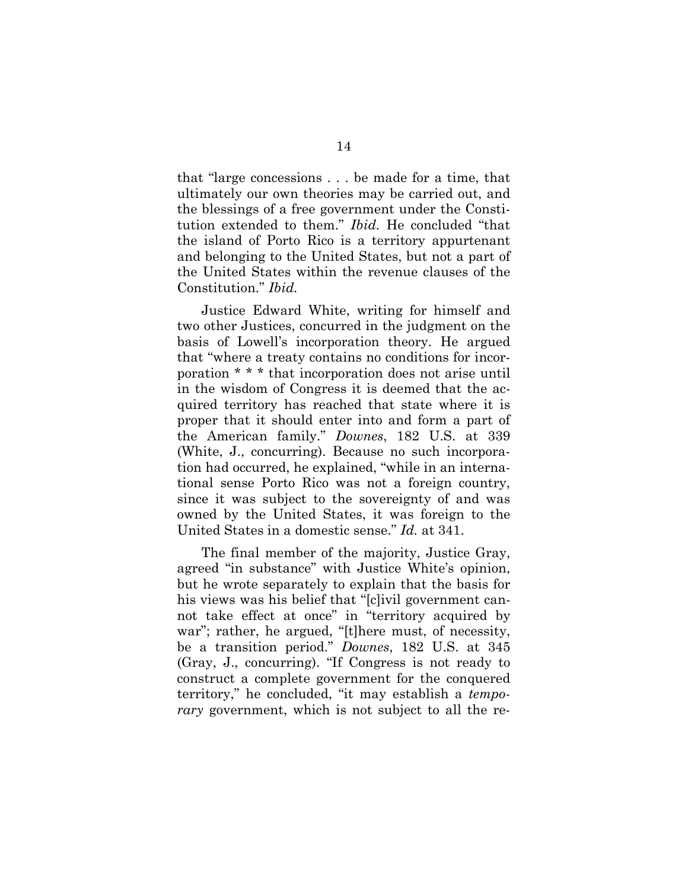that "large concessions . . . be made for a time, that ultimately our own theories may be carried out, and the blessings of a free government under the Constitution extended to them." *Ibid.* He concluded "that the island of Porto Rico is a territory appurtenant and belonging to the United States, but not a part of the United States within the revenue clauses of the Constitution." *Ibid.*

Justice Edward White, writing for himself and two other Justices, concurred in the judgment on the basis of Lowell's incorporation theory. He argued that "where a treaty contains no conditions for incorporation * * * that incorporation does not arise until in the wisdom of Congress it is deemed that the acquired territory has reached that state where it is proper that it should enter into and form a part of the American family." *Downes*, 182 U.S. at 339 (White, J., concurring). Because no such incorporation had occurred, he explained, "while in an international sense Porto Rico was not a foreign country, since it was subject to the sovereignty of and was owned by the United States, it was foreign to the United States in a domestic sense." *Id.* at 341.

The final member of the majority, Justice Gray, agreed "in substance" with Justice White's opinion, but he wrote separately to explain that the basis for his views was his belief that "[c]ivil government cannot take effect at once" in "territory acquired by war"; rather, he argued, "[t]here must, of necessity, be a transition period." *Downes*, 182 U.S. at 345 (Gray, J., concurring). "If Congress is not ready to construct a complete government for the conquered territory," he concluded, "it may establish a *temporary* government, which is not subject to all the re-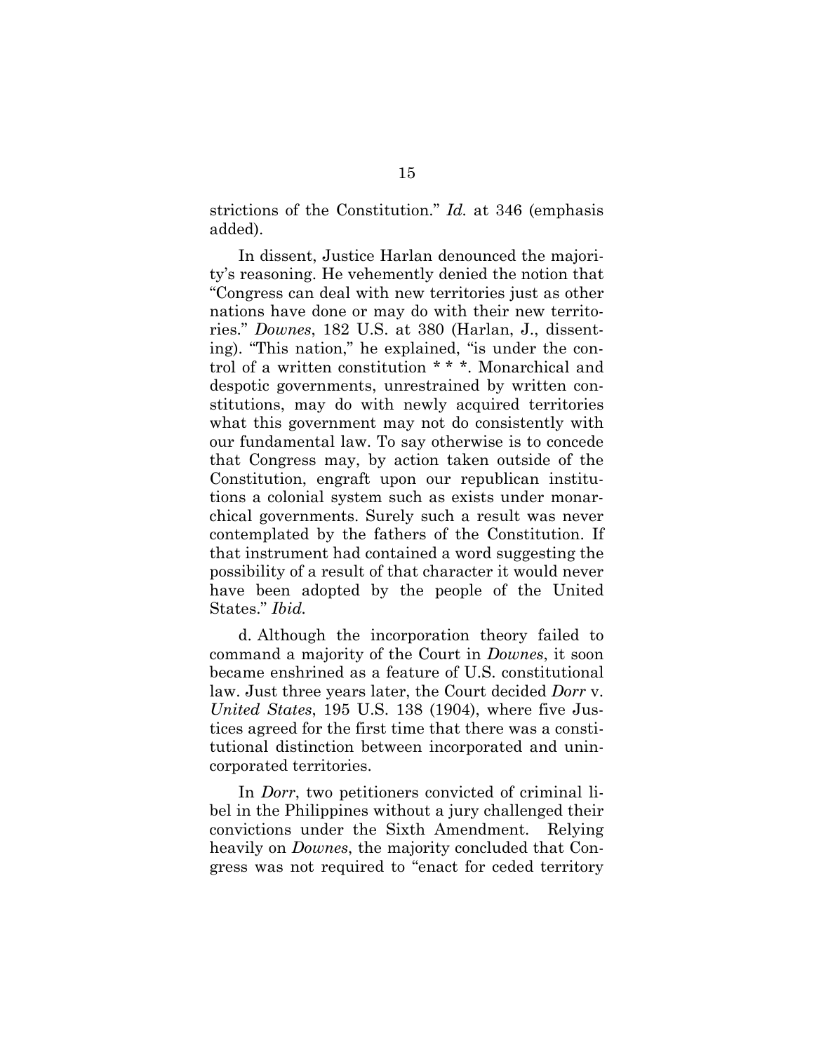strictions of the Constitution." *Id.* at 346 (emphasis added).

In dissent, Justice Harlan denounced the majority's reasoning. He vehemently denied the notion that "Congress can deal with new territories just as other nations have done or may do with their new territories." *Downes*, 182 U.S. at 380 (Harlan, J., dissenting). "This nation," he explained, "is under the control of a written constitution * * *. Monarchical and despotic governments, unrestrained by written constitutions, may do with newly acquired territories what this government may not do consistently with our fundamental law. To say otherwise is to concede that Congress may, by action taken outside of the Constitution, engraft upon our republican institutions a colonial system such as exists under monarchical governments. Surely such a result was never contemplated by the fathers of the Constitution. If that instrument had contained a word suggesting the possibility of a result of that character it would never have been adopted by the people of the United States." *Ibid.*

d. Although the incorporation theory failed to command a majority of the Court in *Downes*, it soon became enshrined as a feature of U.S. constitutional law. Just three years later, the Court decided *Dorr* v. *United States*, 195 U.S. 138 (1904), where five Justices agreed for the first time that there was a constitutional distinction between incorporated and unincorporated territories.

In *Dorr*, two petitioners convicted of criminal libel in the Philippines without a jury challenged their convictions under the Sixth Amendment. Relying heavily on *Downes*, the majority concluded that Congress was not required to "enact for ceded territory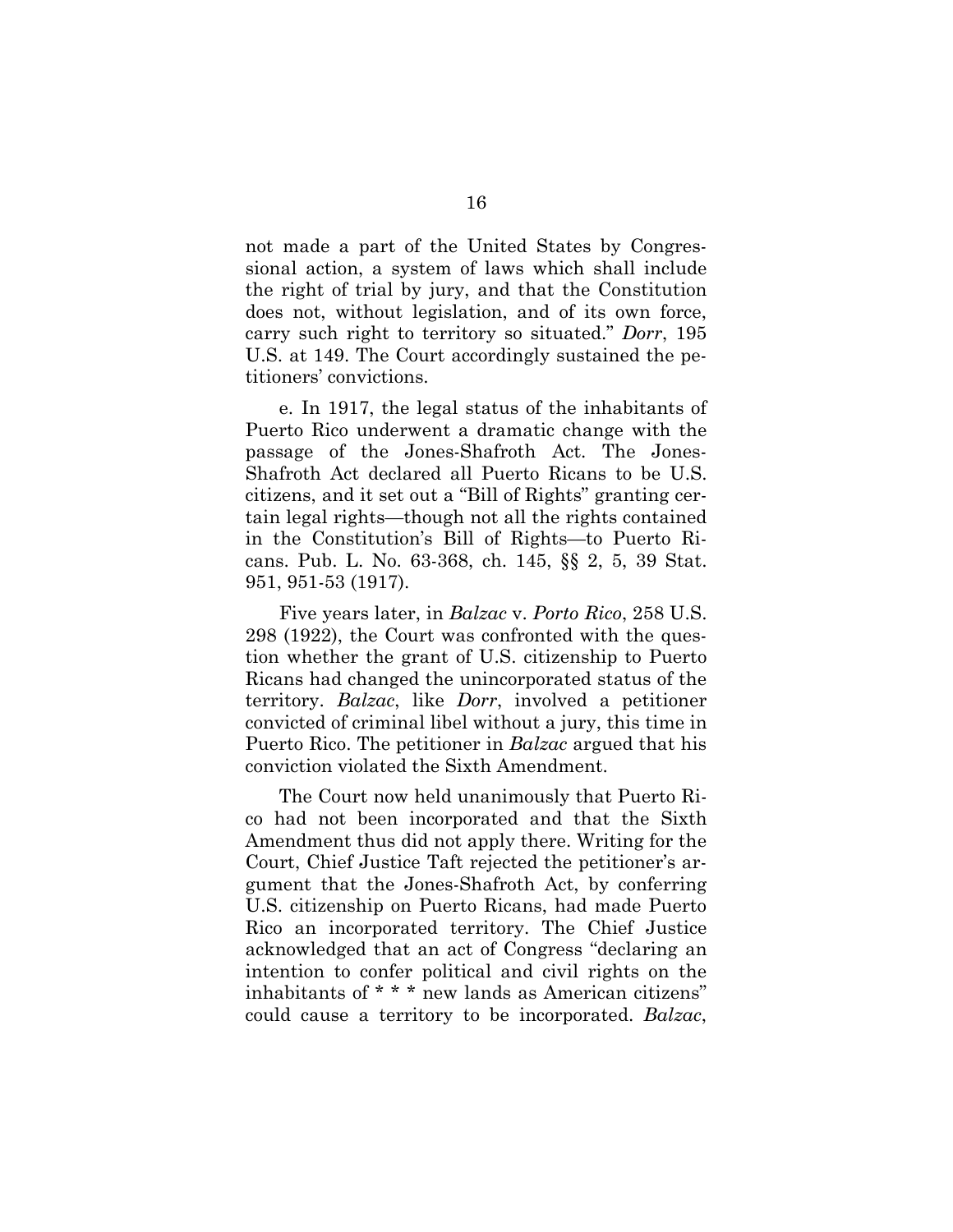not made a part of the United States by Congressional action, a system of laws which shall include the right of trial by jury, and that the Constitution does not, without legislation, and of its own force, carry such right to territory so situated." *Dorr*, 195 U.S. at 149. The Court accordingly sustained the petitioners' convictions.

e. In 1917, the legal status of the inhabitants of Puerto Rico underwent a dramatic change with the passage of the Jones-Shafroth Act. The Jones-Shafroth Act declared all Puerto Ricans to be U.S. citizens, and it set out a "Bill of Rights" granting certain legal rights—though not all the rights contained in the Constitution's Bill of Rights—to Puerto Ricans. Pub. L. No. 63-368, ch. 145, §§ 2, 5, 39 Stat. 951, 951-53 (1917).

Five years later, in *Balzac* v. *Porto Rico*, 258 U.S. 298 (1922), the Court was confronted with the question whether the grant of U.S. citizenship to Puerto Ricans had changed the unincorporated status of the territory. *Balzac*, like *Dorr*, involved a petitioner convicted of criminal libel without a jury, this time in Puerto Rico. The petitioner in *Balzac* argued that his conviction violated the Sixth Amendment.

The Court now held unanimously that Puerto Rico had not been incorporated and that the Sixth Amendment thus did not apply there. Writing for the Court, Chief Justice Taft rejected the petitioner's argument that the Jones-Shafroth Act, by conferring U.S. citizenship on Puerto Ricans, had made Puerto Rico an incorporated territory. The Chief Justice acknowledged that an act of Congress "declaring an intention to confer political and civil rights on the inhabitants of * * * new lands as American citizens" could cause a territory to be incorporated. *Balzac*,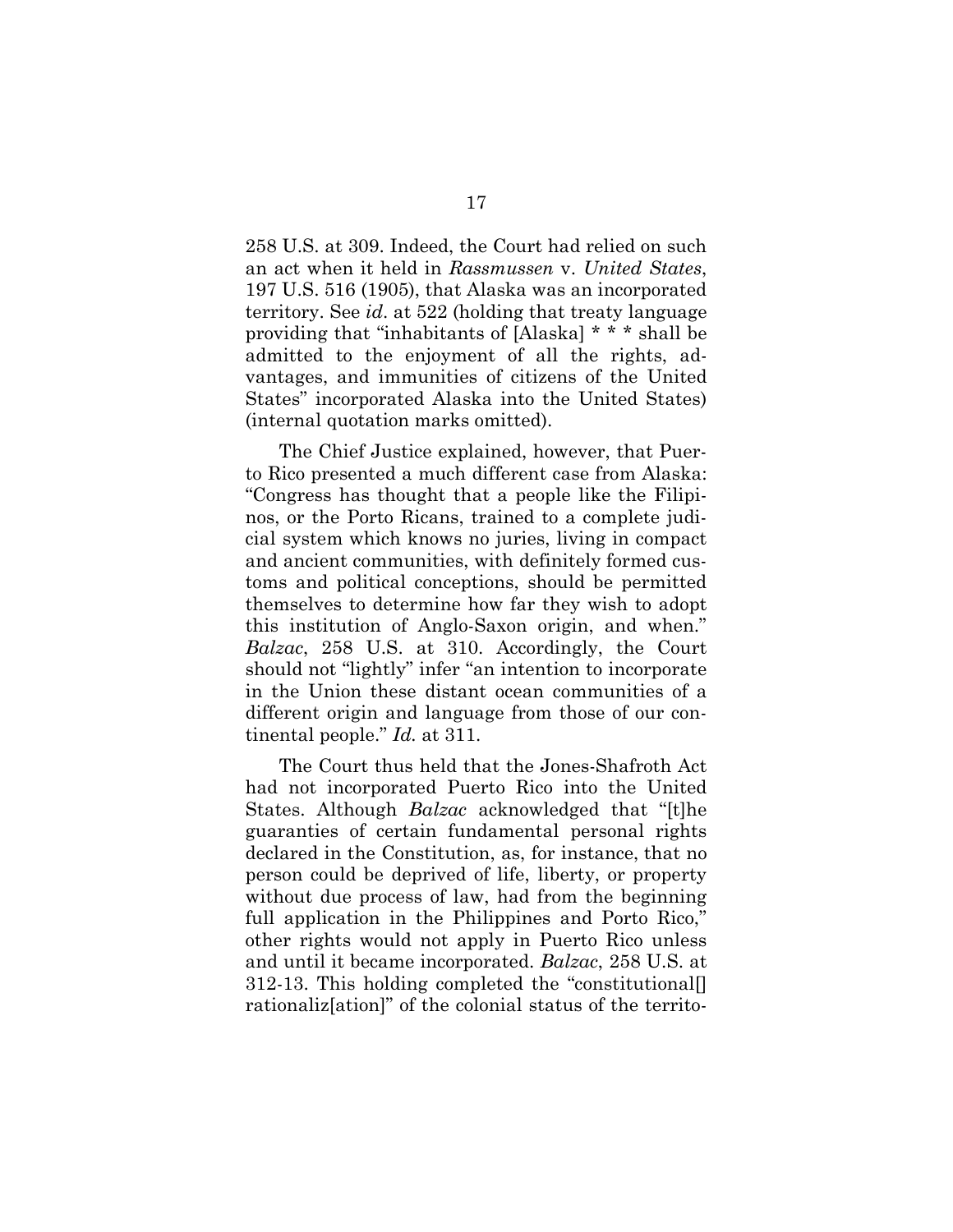258 U.S. at 309. Indeed, the Court had relied on such an act when it held in *Rassmussen* v. *United States*, 197 U.S. 516 (1905), that Alaska was an incorporated territory. See *id*. at 522 (holding that treaty language providing that "inhabitants of [Alaska] * * * shall be admitted to the enjoyment of all the rights, advantages, and immunities of citizens of the United States" incorporated Alaska into the United States) (internal quotation marks omitted).

The Chief Justice explained, however, that Puerto Rico presented a much different case from Alaska: "Congress has thought that a people like the Filipinos, or the Porto Ricans, trained to a complete judicial system which knows no juries, living in compact and ancient communities, with definitely formed customs and political conceptions, should be permitted themselves to determine how far they wish to adopt this institution of Anglo-Saxon origin, and when." *Balzac*, 258 U.S. at 310. Accordingly, the Court should not "lightly" infer "an intention to incorporate in the Union these distant ocean communities of a different origin and language from those of our continental people." *Id.* at 311.

The Court thus held that the Jones-Shafroth Act had not incorporated Puerto Rico into the United States. Although *Balzac* acknowledged that "[t]he guaranties of certain fundamental personal rights declared in the Constitution, as, for instance, that no person could be deprived of life, liberty, or property without due process of law, had from the beginning full application in the Philippines and Porto Rico," other rights would not apply in Puerto Rico unless and until it became incorporated. *Balzac*, 258 U.S. at 312-13. This holding completed the "constitutional[] rationaliz[ation]" of the colonial status of the territo-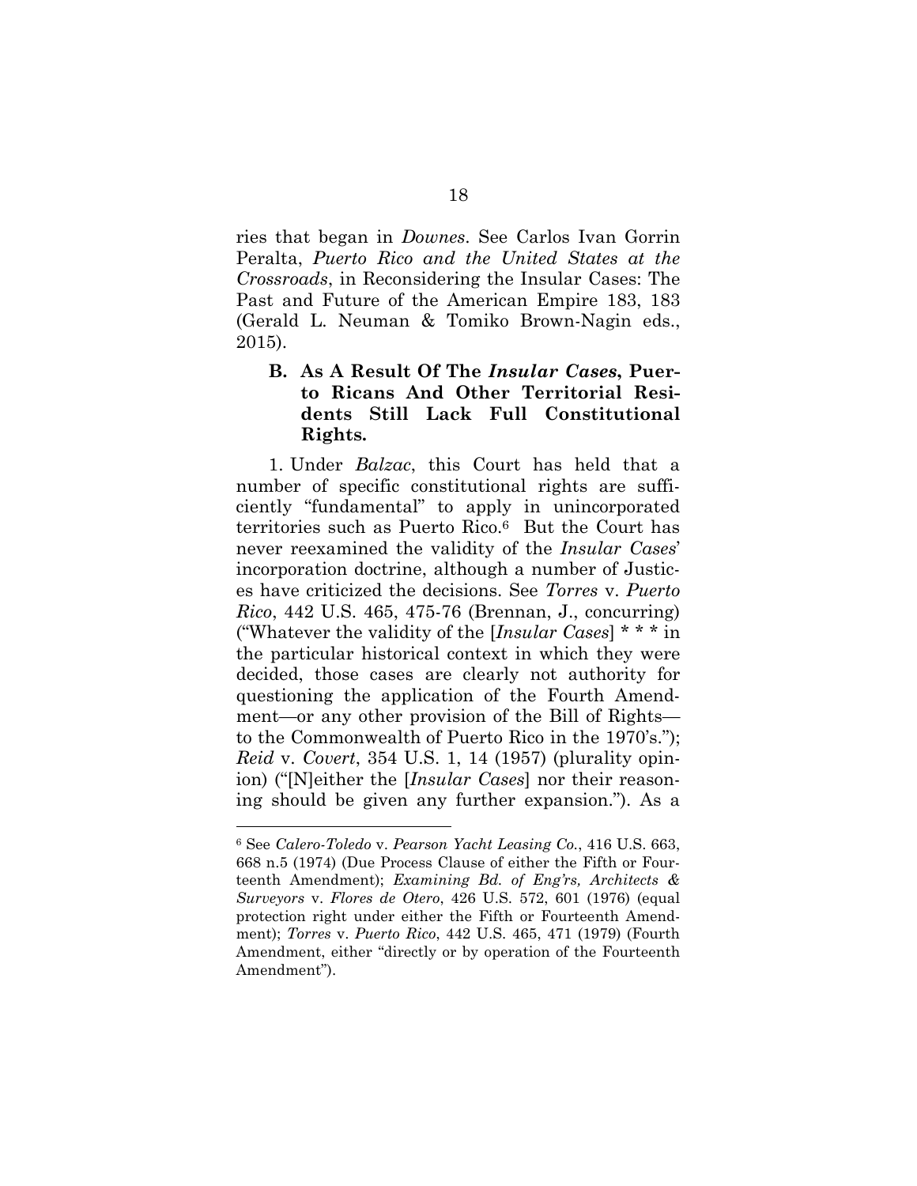ries that began in *Downes*. See Carlos Ivan Gorrin Peralta, *Puerto Rico and the United States at the Crossroads*, in Reconsidering the Insular Cases: The Past and Future of the American Empire 183, 183 (Gerald L. Neuman & Tomiko Brown-Nagin eds., 2015).

### B. As A Result Of The *Insular Cases*, Puerto Ricans And Other Territorial Residents Still Lack Full Constitutional Rights.

1. Under *Balzac*, this Court has held that a number of specific constitutional rights are sufficiently "fundamental" to apply in unincorporated territories such as Puerto Rico.[6] But the Court has never reexamined the validity of the *Insular Cases*' incorporation doctrine, although a number of Justices have criticized the decisions. See *Torres* v. *Puerto Rico*, 442 U.S. 465, 475-76 (Brennan, J., concurring) ("Whatever the validity of the [*Insular Cases*] * * * in the particular historical context in which they were decided, those cases are clearly not authority for questioning the application of the Fourth Amendment—or any other provision of the Bill of Rights—to the Commonwealth of Puerto Rico in the 1970's."); *Reid* v. *Covert*, 354 U.S. 1, 14 (1957) (plurality opinion) ("[N]either the [*Insular Cases*] nor their reasoning should be given any further expansion."). As a

---

[6] See *Calero-Toledo* v. *Pearson Yacht Leasing Co.*, 416 U.S. 663, 668 n.5 (1974) (Due Process Clause of either the Fifth or Fourteenth Amendment); *Examining Bd. of Eng'rs, Architects & Surveyors* v. *Flores de Otero*, 426 U.S. 572, 601 (1976) (equal protection right under either the Fifth or Fourteenth Amendment); *Torres* v. *Puerto Rico*, 442 U.S. 465, 471 (1979) (Fourth Amendment, either "directly or by operation of the Fourteenth Amendment").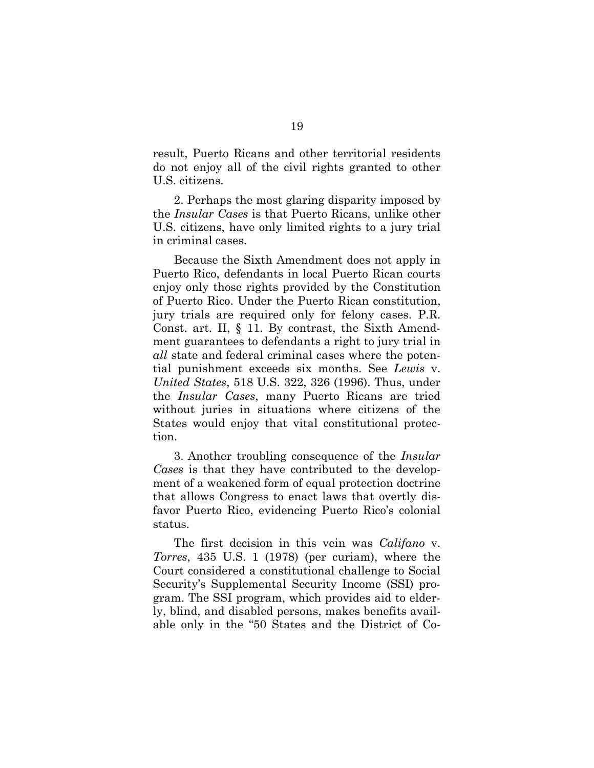result, Puerto Ricans and other territorial residents do not enjoy all of the civil rights granted to other U.S. citizens.

2. Perhaps the most glaring disparity imposed by the *Insular Cases* is that Puerto Ricans, unlike other U.S. citizens, have only limited rights to a jury trial in criminal cases.

Because the Sixth Amendment does not apply in Puerto Rico, defendants in local Puerto Rican courts enjoy only those rights provided by the Constitution of Puerto Rico. Under the Puerto Rican constitution, jury trials are required only for felony cases. P.R. Const. art. II, § 11. By contrast, the Sixth Amendment guarantees to defendants a right to jury trial in *all* state and federal criminal cases where the potential punishment exceeds six months. See *Lewis* v. *United States*, 518 U.S. 322, 326 (1996). Thus, under the *Insular Cases*, many Puerto Ricans are tried without juries in situations where citizens of the States would enjoy that vital constitutional protection.

3. Another troubling consequence of the *Insular Cases* is that they have contributed to the development of a weakened form of equal protection doctrine that allows Congress to enact laws that overtly disfavor Puerto Rico, evidencing Puerto Rico's colonial status.

The first decision in this vein was *Califano* v. *Torres*, 435 U.S. 1 (1978) (per curiam), where the Court considered a constitutional challenge to Social Security's Supplemental Security Income (SSI) program. The SSI program, which provides aid to elderly, blind, and disabled persons, makes benefits available only in the "50 States and the District of Co-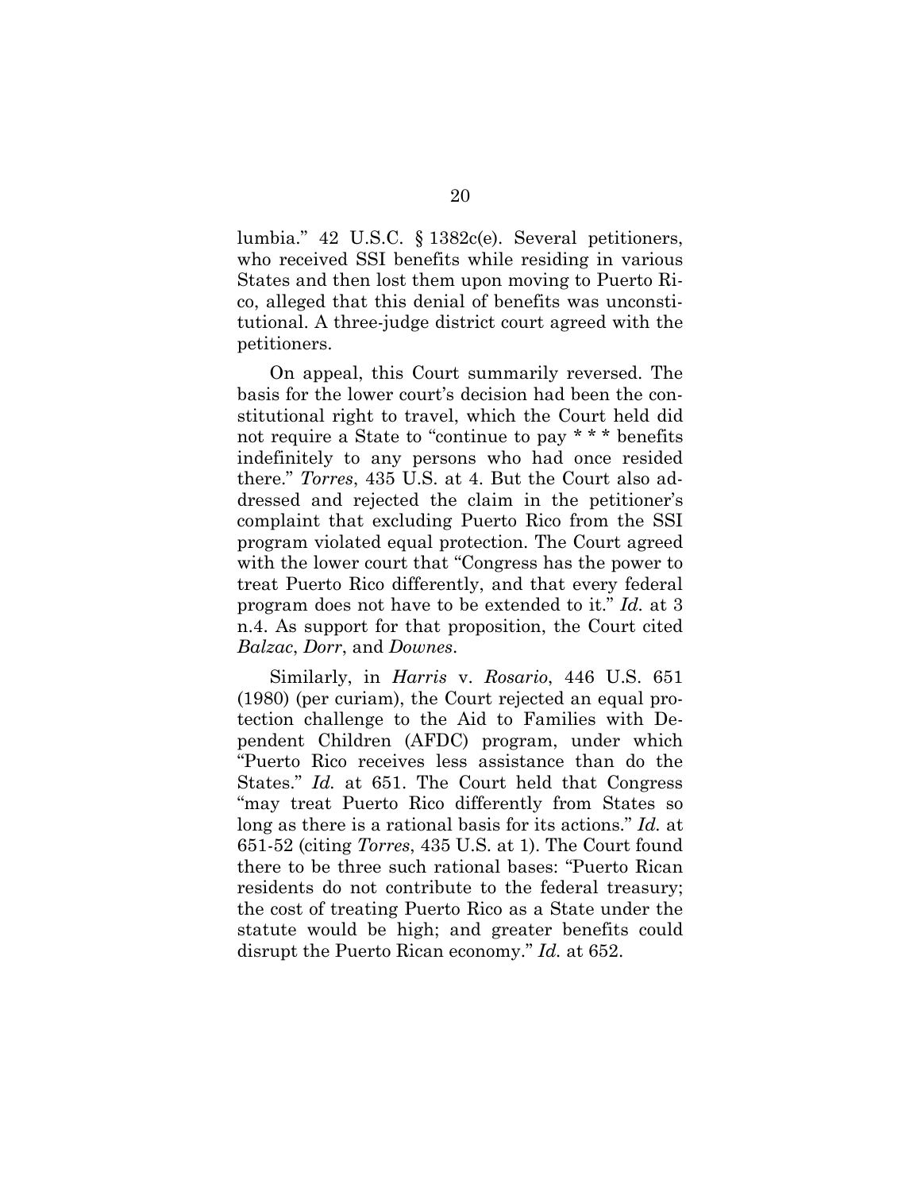lumbia." 42 U.S.C. § 1382c(e). Several petitioners, who received SSI benefits while residing in various States and then lost them upon moving to Puerto Rico, alleged that this denial of benefits was unconstitutional. A three-judge district court agreed with the petitioners.

On appeal, this Court summarily reversed. The basis for the lower court's decision had been the constitutional right to travel, which the Court held did not require a State to "continue to pay * * * benefits indefinitely to any persons who had once resided there." *Torres*, 435 U.S. at 4. But the Court also addressed and rejected the claim in the petitioner's complaint that excluding Puerto Rico from the SSI program violated equal protection. The Court agreed with the lower court that "Congress has the power to treat Puerto Rico differently, and that every federal program does not have to be extended to it." *Id.* at 3 n.4. As support for that proposition, the Court cited *Balzac*, *Dorr*, and *Downes*.

Similarly, in *Harris* v. *Rosario*, 446 U.S. 651 (1980) (per curiam), the Court rejected an equal protection challenge to the Aid to Families with Dependent Children (AFDC) program, under which "Puerto Rico receives less assistance than do the States." *Id.* at 651. The Court held that Congress "may treat Puerto Rico differently from States so long as there is a rational basis for its actions." *Id.* at 651-52 (citing *Torres*, 435 U.S. at 1). The Court found there to be three such rational bases: "Puerto Rican residents do not contribute to the federal treasury; the cost of treating Puerto Rico as a State under the statute would be high; and greater benefits could disrupt the Puerto Rican economy." *Id.* at 652.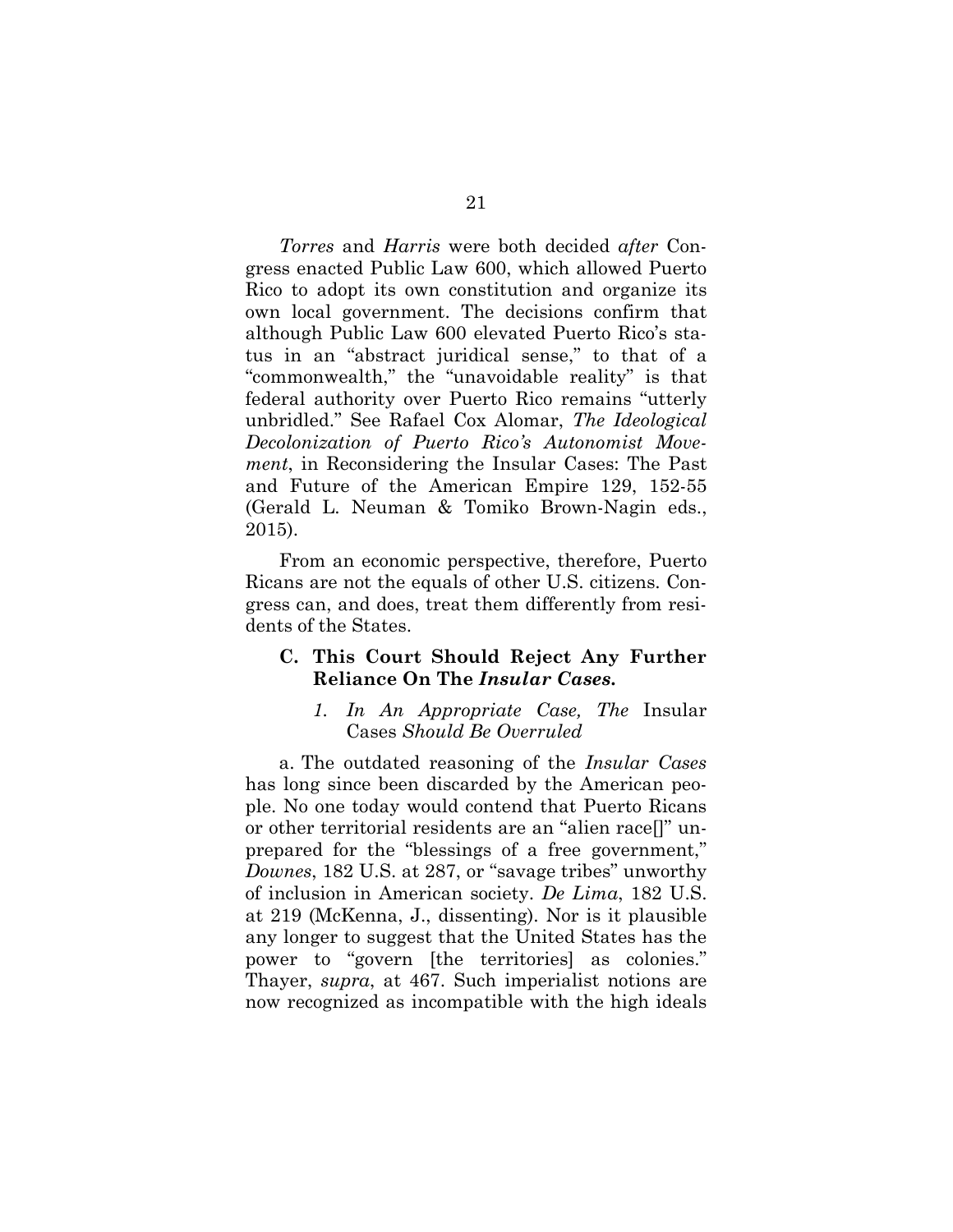*Torres* and *Harris* were both decided *after* Congress enacted Public Law 600, which allowed Puerto Rico to adopt its own constitution and organize its own local government. The decisions confirm that although Public Law 600 elevated Puerto Rico's status in an "abstract juridical sense," to that of a "commonwealth," the "unavoidable reality" is that federal authority over Puerto Rico remains "utterly unbridled." See Rafael Cox Alomar, *The Ideological Decolonization of Puerto Rico's Autonomist Movement*, in Reconsidering the Insular Cases: The Past and Future of the American Empire 129, 152-55 (Gerald L. Neuman & Tomiko Brown-Nagin eds., 2015).

From an economic perspective, therefore, Puerto Ricans are not the equals of other U.S. citizens. Congress can, and does, treat them differently from residents of the States.

### C. This Court Should Reject Any Further Reliance On The *Insular Cases.*

#### *1. In An Appropriate Case, The* Insular Cases *Should Be Overruled*

a. The outdated reasoning of the *Insular Cases* has long since been discarded by the American people. No one today would contend that Puerto Ricans or other territorial residents are an "alien race[]" unprepared for the "blessings of a free government," *Downes*, 182 U.S. at 287, or "savage tribes" unworthy of inclusion in American society. *De Lima*, 182 U.S. at 219 (McKenna, J., dissenting). Nor is it plausible any longer to suggest that the United States has the power to "govern [the territories] as colonies." Thayer, *supra*, at 467. Such imperialist notions are now recognized as incompatible with the high ideals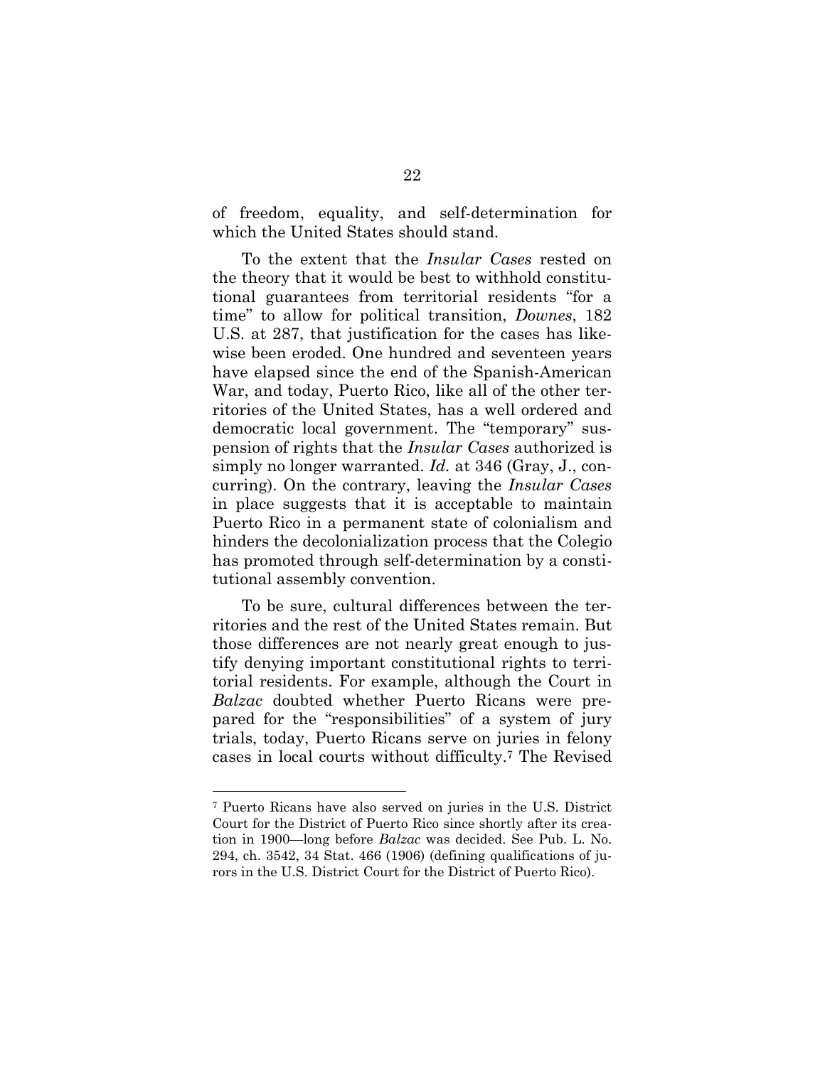of freedom, equality, and self-determination for which the United States should stand.

To the extent that the *Insular Cases* rested on the theory that it would be best to withhold constitutional guarantees from territorial residents "for a time" to allow for political transition, *Downes*, 182 U.S. at 287, that justification for the cases has likewise been eroded. One hundred and seventeen years have elapsed since the end of the Spanish-American War, and today, Puerto Rico, like all of the other territories of the United States, has a well ordered and democratic local government. The "temporary" suspension of rights that the *Insular Cases* authorized is simply no longer warranted. *Id.* at 346 (Gray, J., concurring). On the contrary, leaving the *Insular Cases* in place suggests that it is acceptable to maintain Puerto Rico in a permanent state of colonialism and hinders the decolonialization process that the Colegio has promoted through self-determination by a constitutional assembly convention.

To be sure, cultural differences between the territories and the rest of the United States remain. But those differences are not nearly great enough to justify denying important constitutional rights to territorial residents. For example, although the Court in *Balzac* doubted whether Puerto Ricans were prepared for the "responsibilities" of a system of jury trials, today, Puerto Ricans serve on juries in felony cases in local courts without difficulty.[7] The Revised

---

[7] Puerto Ricans have also served on juries in the U.S. District Court for the District of Puerto Rico since shortly after its creation in 1900—long before *Balzac* was decided. See Pub. L. No. 294, ch. 3542, 34 Stat. 466 (1906) (defining qualifications of jurors in the U.S. District Court for the District of Puerto Rico).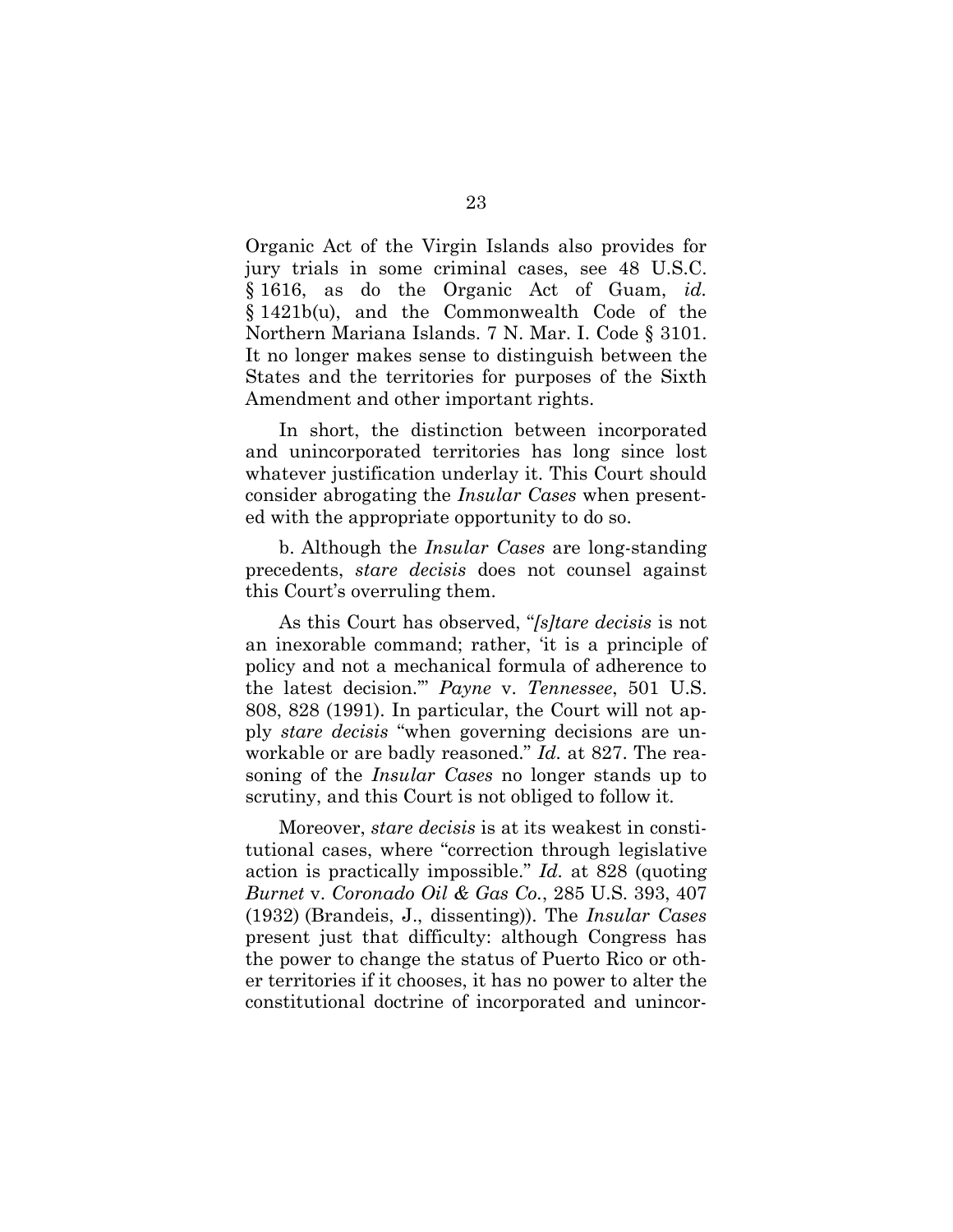Organic Act of the Virgin Islands also provides for jury trials in some criminal cases, see 48 U.S.C. § 1616, as do the Organic Act of Guam, *id.* § 1421b(u), and the Commonwealth Code of the Northern Mariana Islands. 7 N. Mar. I. Code § 3101. It no longer makes sense to distinguish between the States and the territories for purposes of the Sixth Amendment and other important rights.

In short, the distinction between incorporated and unincorporated territories has long since lost whatever justification underlay it. This Court should consider abrogating the *Insular Cases* when presented with the appropriate opportunity to do so.

b. Although the *Insular Cases* are long-standing precedents, *stare decisis* does not counsel against this Court's overruling them.

As this Court has observed, "*[s]tare decisis* is not an inexorable command; rather, 'it is a principle of policy and not a mechanical formula of adherence to the latest decision.'" *Payne* v. *Tennessee*, 501 U.S. 808, 828 (1991). In particular, the Court will not apply *stare decisis* "when governing decisions are unworkable or are badly reasoned." *Id.* at 827. The reasoning of the *Insular Cases* no longer stands up to scrutiny, and this Court is not obliged to follow it.

Moreover, *stare decisis* is at its weakest in constitutional cases, where "correction through legislative action is practically impossible." *Id.* at 828 (quoting *Burnet* v. *Coronado Oil & Gas Co.*, 285 U.S. 393, 407 (1932) (Brandeis, J., dissenting)). The *Insular Cases* present just that difficulty: although Congress has the power to change the status of Puerto Rico or other territories if it chooses, it has no power to alter the constitutional doctrine of incorporated and unincor-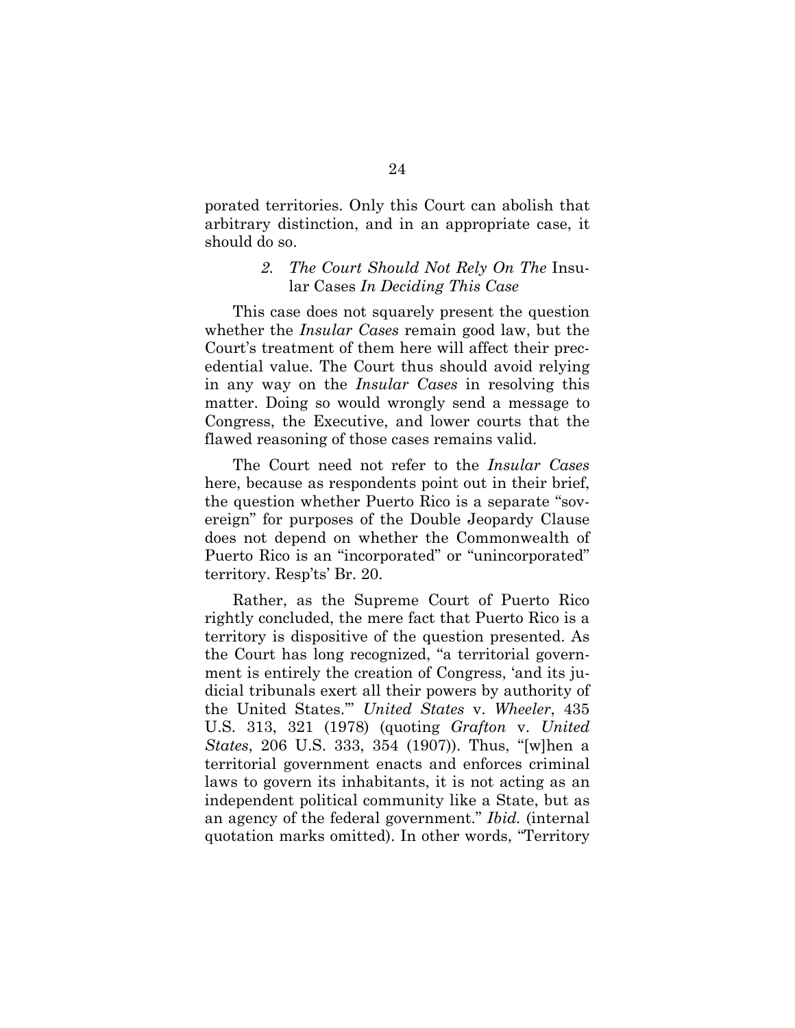porated territories. Only this Court can abolish that arbitrary distinction, and in an appropriate case, it should do so.

### *2. The Court Should Not Rely On The* Insular Cases *In Deciding This Case*

This case does not squarely present the question whether the *Insular Cases* remain good law, but the Court's treatment of them here will affect their precedential value. The Court thus should avoid relying in any way on the *Insular Cases* in resolving this matter. Doing so would wrongly send a message to Congress, the Executive, and lower courts that the flawed reasoning of those cases remains valid.

The Court need not refer to the *Insular Cases* here, because as respondents point out in their brief, the question whether Puerto Rico is a separate "sovereign" for purposes of the Double Jeopardy Clause does not depend on whether the Commonwealth of Puerto Rico is an "incorporated" or "unincorporated" territory. Resp'ts' Br. 20.

Rather, as the Supreme Court of Puerto Rico rightly concluded, the mere fact that Puerto Rico is a territory is dispositive of the question presented. As the Court has long recognized, "a territorial government is entirely the creation of Congress, 'and its judicial tribunals exert all their powers by authority of the United States.'" *United States* v. *Wheeler*, 435 U.S. 313, 321 (1978) (quoting *Grafton* v. *United States*, 206 U.S. 333, 354 (1907)). Thus, "[w]hen a territorial government enacts and enforces criminal laws to govern its inhabitants, it is not acting as an independent political community like a State, but as an agency of the federal government." *Ibid.* (internal quotation marks omitted). In other words, "Territory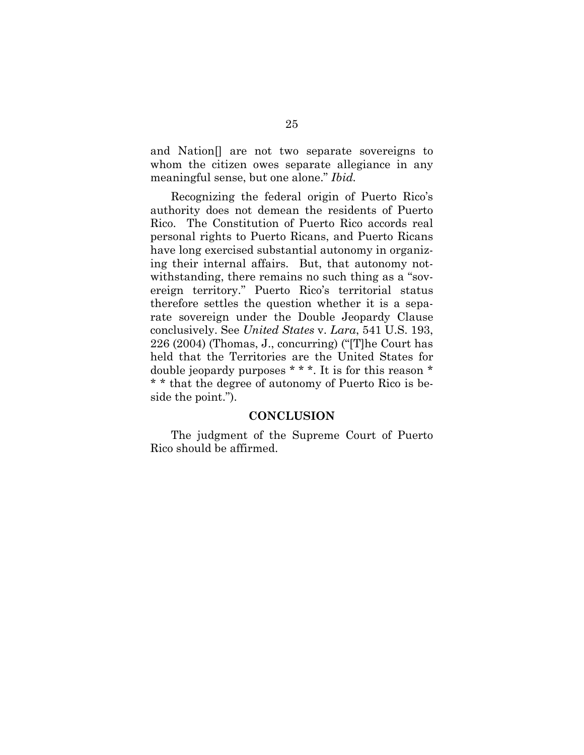and Nation[] are not two separate sovereigns to whom the citizen owes separate allegiance in any meaningful sense, but one alone." *Ibid.*

Recognizing the federal origin of Puerto Rico's authority does not demean the residents of Puerto Rico. The Constitution of Puerto Rico accords real personal rights to Puerto Ricans, and Puerto Ricans have long exercised substantial autonomy in organizing their internal affairs. But, that autonomy notwithstanding, there remains no such thing as a "sovereign territory." Puerto Rico's territorial status therefore settles the question whether it is a separate sovereign under the Double Jeopardy Clause conclusively. See *United States* v. *Lara*, 541 U.S. 193, 226 (2004) (Thomas, J., concurring) ("[T]he Court has held that the Territories are the United States for double jeopardy purposes * * *. It is for this reason * * * that the degree of autonomy of Puerto Rico is beside the point.").

## CONCLUSION

The judgment of the Supreme Court of Puerto Rico should be affirmed.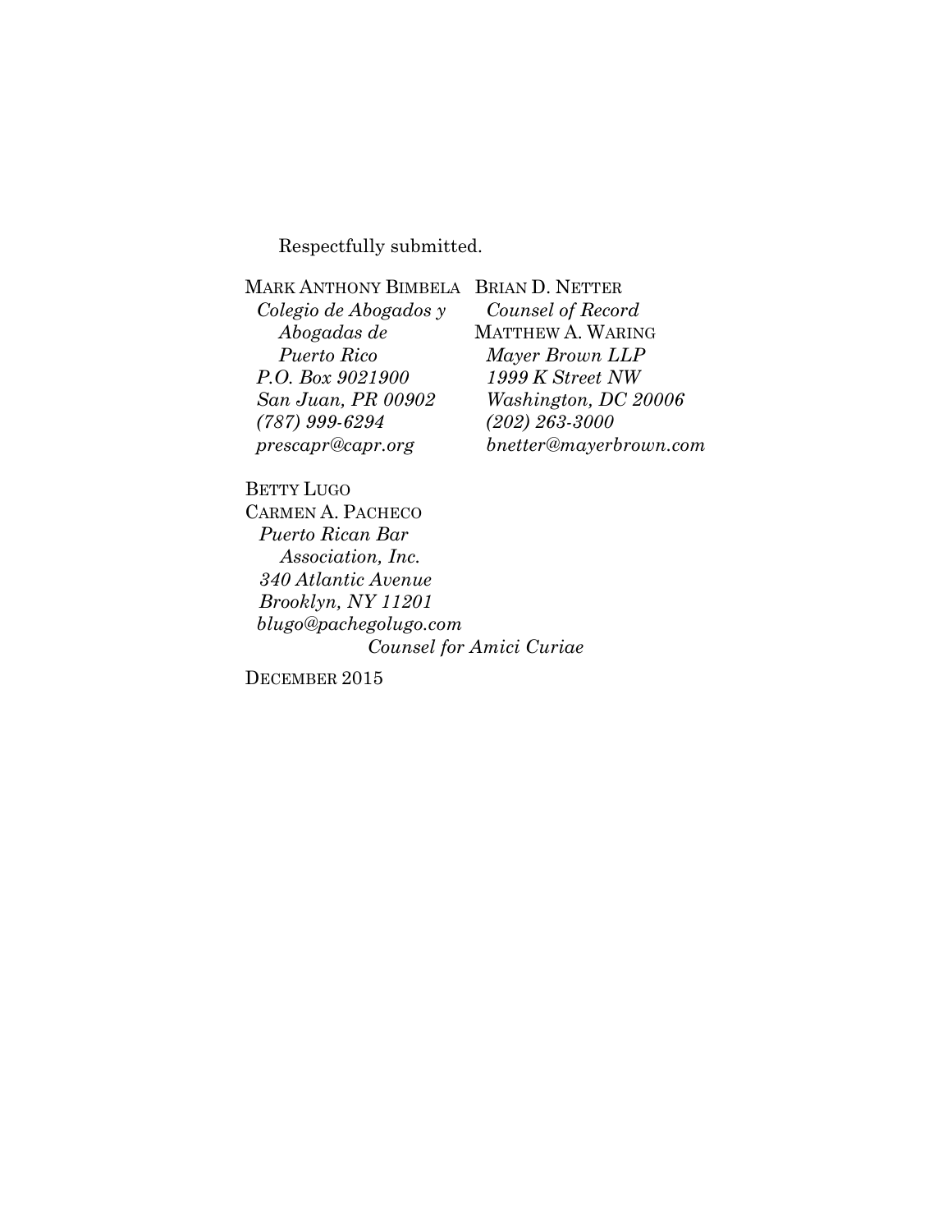Respectfully submitted.

MARK ANTHONY BIMBELA
*Colegio de Abogados y Abogadas de Puerto Rico*
*P.O. Box 9021900*
*San Juan, PR 00902*
*(787) 999-6294*
*prescapr@capr.org*

BRIAN D. NETTER
*Counsel of Record*
MATTHEW A. WARING
*Mayer Brown LLP*
*1999 K Street NW*
*Washington, DC 20006*
*(202) 263-3000*
*bnetter@mayerbrown.com*

BETTY LUGO
CARMEN A. PACHECO
*Puerto Rican Bar Association, Inc.*
*340 Atlantic Avenue*
*Brooklyn, NY 11201*
*blugo@pachegolugo.com*

*Counsel for Amici Curiae*

DECEMBER 2015